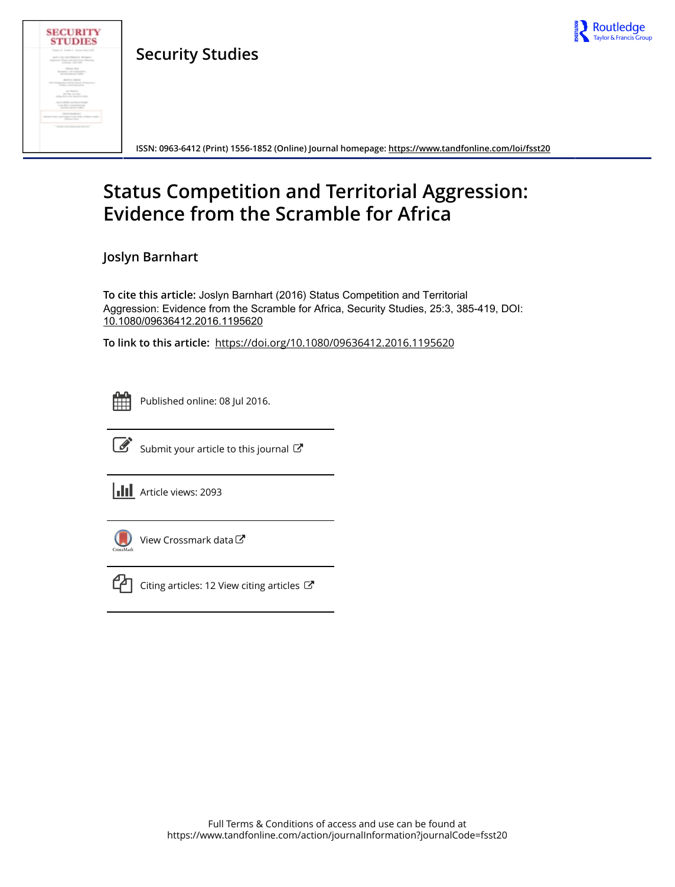Security Studies

ISSN: 0963-6412 (Print) 1556-1852 (Online) Journal homepage: https://www.tandfonline.com/loi/fsst20

# Status Competition and Territorial Aggression: Evidence from the Scramble for Africa

**Joslyn Barnhart**

**To cite this article:** Joslyn Barnhart (2016) Status Competition and Territorial Aggression: Evidence from the Scramble for Africa, Security Studies, 25:3, 385-419, DOI: 10.1080/09636412.2016.1195620

**To link to this article:** https://doi.org/10.1080/09636412.2016.1195620

Published online: 08 Jul 2016.

Submit your article to this journal

Article views: 2093

View Crossmark data

Citing articles: 12 View citing articles

Full Terms & Conditions of access and use can be found at
https://www.tandfonline.com/action/journalInformation?journalCode=fsst20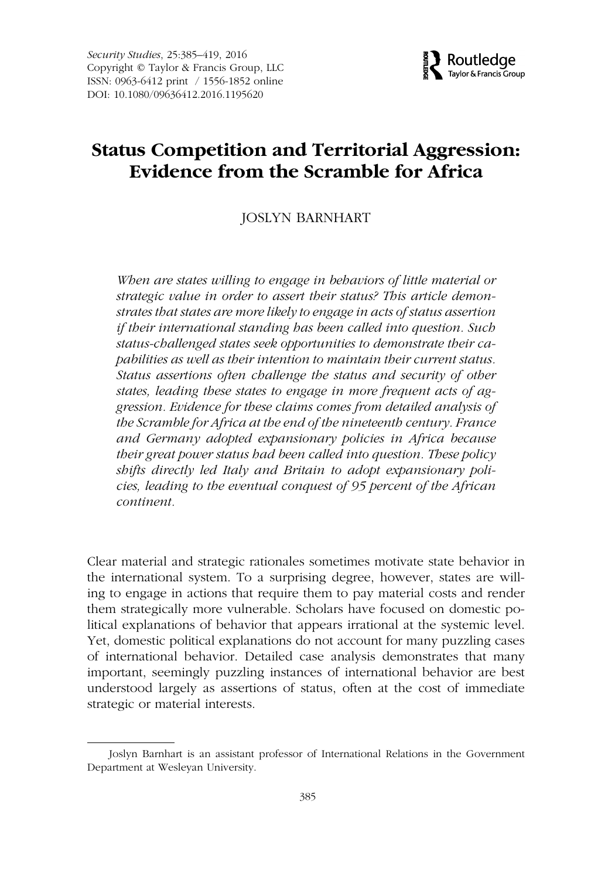# Status Competition and Territorial Aggression: Evidence from the Scramble for Africa

JOSLYN BARNHART

*When are states willing to engage in behaviors of little material or strategic value in order to assert their status? This article demonstrates that states are more likely to engage in acts of status assertion if their international standing has been called into question. Such status-challenged states seek opportunities to demonstrate their capabilities as well as their intention to maintain their current status. Status assertions often challenge the status and security of other states, leading these states to engage in more frequent acts of aggression. Evidence for these claims comes from detailed analysis of the Scramble for Africa at the end of the nineteenth century. France and Germany adopted expansionary policies in Africa because their great power status had been called into question. These policy shifts directly led Italy and Britain to adopt expansionary policies, leading to the eventual conquest of 95 percent of the African continent.*

Clear material and strategic rationales sometimes motivate state behavior in the international system. To a surprising degree, however, states are willing to engage in actions that require them to pay material costs and render them strategically more vulnerable. Scholars have focused on domestic political explanations of behavior that appears irrational at the systemic level. Yet, domestic political explanations do not account for many puzzling cases of international behavior. Detailed case analysis demonstrates that many important, seemingly puzzling instances of international behavior are best understood largely as assertions of status, often at the cost of immediate strategic or material interests.

---

Joslyn Barnhart is an assistant professor of International Relations in the Government Department at Wesleyan University.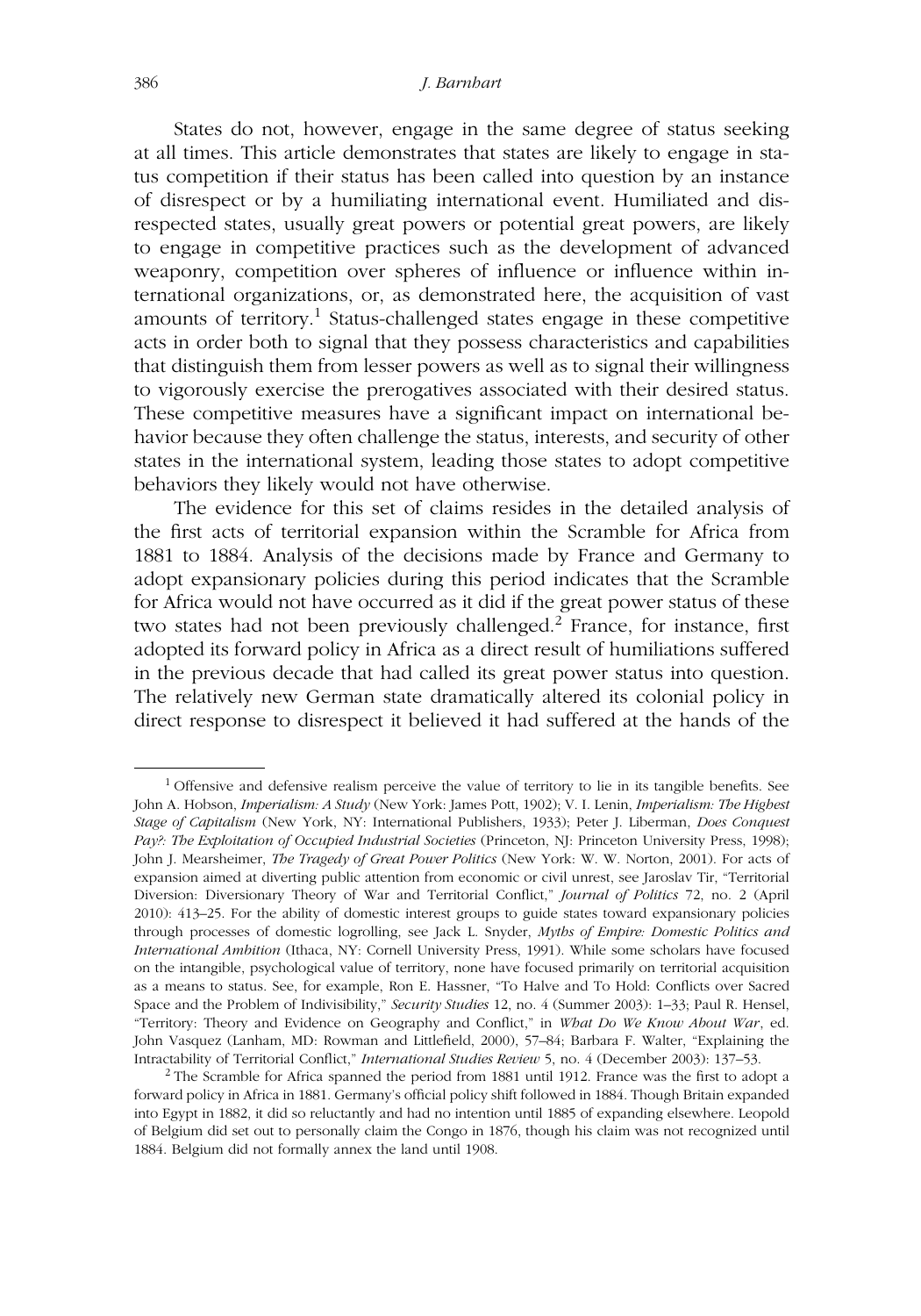States do not, however, engage in the same degree of status seeking at all times. This article demonstrates that states are likely to engage in status competition if their status has been called into question by an instance of disrespect or by a humiliating international event. Humiliated and disrespected states, usually great powers or potential great powers, are likely to engage in competitive practices such as the development of advanced weaponry, competition over spheres of influence or influence within international organizations, or, as demonstrated here, the acquisition of vast amounts of territory.[1] Status-challenged states engage in these competitive acts in order both to signal that they possess characteristics and capabilities that distinguish them from lesser powers as well as to signal their willingness to vigorously exercise the prerogatives associated with their desired status. These competitive measures have a significant impact on international behavior because they often challenge the status, interests, and security of other states in the international system, leading those states to adopt competitive behaviors they likely would not have otherwise.

The evidence for this set of claims resides in the detailed analysis of the first acts of territorial expansion within the Scramble for Africa from 1881 to 1884. Analysis of the decisions made by France and Germany to adopt expansionary policies during this period indicates that the Scramble for Africa would not have occurred as it did if the great power status of these two states had not been previously challenged.[2] France, for instance, first adopted its forward policy in Africa as a direct result of humiliations suffered in the previous decade that had called its great power status into question. The relatively new German state dramatically altered its colonial policy in direct response to disrespect it believed it had suffered at the hands of the

[1] Offensive and defensive realism perceive the value of territory to lie in its tangible benefits. See John A. Hobson, *Imperialism: A Study* (New York: James Pott, 1902); V. I. Lenin, *Imperialism: The Highest Stage of Capitalism* (New York, NY: International Publishers, 1933); Peter J. Liberman, *Does Conquest Pay?: The Exploitation of Occupied Industrial Societies* (Princeton, NJ: Princeton University Press, 1998); John J. Mearsheimer, *The Tragedy of Great Power Politics* (New York: W. W. Norton, 2001). For acts of expansion aimed at diverting public attention from economic or civil unrest, see Jaroslav Tir, "Territorial Diversion: Diversionary Theory of War and Territorial Conflict," *Journal of Politics* 72, no. 2 (April 2010): 413–25. For the ability of domestic interest groups to guide states toward expansionary policies through processes of domestic logrolling, see Jack L. Snyder, *Myths of Empire: Domestic Politics and International Ambition* (Ithaca, NY: Cornell University Press, 1991). While some scholars have focused on the intangible, psychological value of territory, none have focused primarily on territorial acquisition as a means to status. See, for example, Ron E. Hassner, "To Halve and To Hold: Conflicts over Sacred Space and the Problem of Indivisibility," *Security Studies* 12, no. 4 (Summer 2003): 1–33; Paul R. Hensel, "Territory: Theory and Evidence on Geography and Conflict," in *What Do We Know About War*, ed. John Vasquez (Lanham, MD: Rowman and Littlefield, 2000), 57–84; Barbara F. Walter, "Explaining the Intractability of Territorial Conflict," *International Studies Review* 5, no. 4 (December 2003): 137–53.

[2] The Scramble for Africa spanned the period from 1881 until 1912. France was the first to adopt a forward policy in Africa in 1881. Germany's official policy shift followed in 1884. Though Britain expanded into Egypt in 1882, it did so reluctantly and had no intention until 1885 of expanding elsewhere. Leopold of Belgium did set out to personally claim the Congo in 1876, though his claim was not recognized until 1884. Belgium did not formally annex the land until 1908.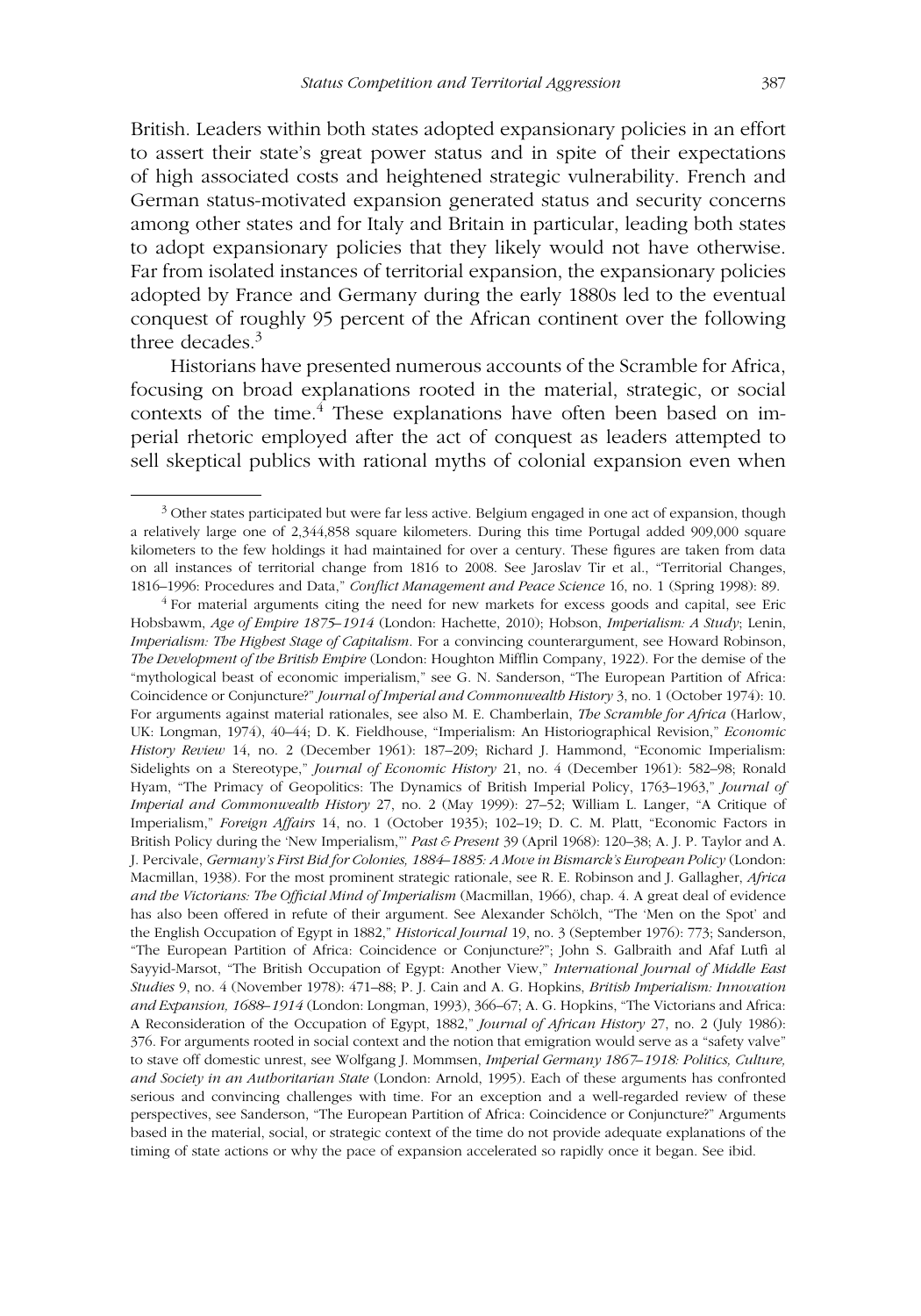British. Leaders within both states adopted expansionary policies in an effort to assert their state's great power status and in spite of their expectations of high associated costs and heightened strategic vulnerability. French and German status-motivated expansion generated status and security concerns among other states and for Italy and Britain in particular, leading both states to adopt expansionary policies that they likely would not have otherwise. Far from isolated instances of territorial expansion, the expansionary policies adopted by France and Germany during the early 1880s led to the eventual conquest of roughly 95 percent of the African continent over the following three decades.[3]

Historians have presented numerous accounts of the Scramble for Africa, focusing on broad explanations rooted in the material, strategic, or social contexts of the time.[4] These explanations have often been based on imperial rhetoric employed after the act of conquest as leaders attempted to sell skeptical publics with rational myths of colonial expansion even when

[3] Other states participated but were far less active. Belgium engaged in one act of expansion, though a relatively large one of 2,344,858 square kilometers. During this time Portugal added 909,000 square kilometers to the few holdings it had maintained for over a century. These figures are taken from data on all instances of territorial change from 1816 to 2008. See Jaroslav Tir et al., "Territorial Changes, 1816–1996: Procedures and Data," *Conflict Management and Peace Science* 16, no. 1 (Spring 1998): 89.

[4] For material arguments citing the need for new markets for excess goods and capital, see Eric Hobsbawm, *Age of Empire 1875–1914* (London: Hachette, 2010); Hobson, *Imperialism: A Study*; Lenin, *Imperialism: The Highest Stage of Capitalism*. For a convincing counterargument, see Howard Robinson, *The Development of the British Empire* (London: Houghton Mifflin Company, 1922). For the demise of the "mythological beast of economic imperialism," see G. N. Sanderson, "The European Partition of Africa: Coincidence or Conjuncture?" *Journal of Imperial and Commonwealth History* 3, no. 1 (October 1974): 10. For arguments against material rationales, see also M. E. Chamberlain, *The Scramble for Africa* (Harlow, UK: Longman, 1974), 40–44; D. K. Fieldhouse, "Imperialism: An Historiographical Revision," *Economic History Review* 14, no. 2 (December 1961): 187–209; Richard J. Hammond, "Economic Imperialism: Sidelights on a Stereotype," *Journal of Economic History* 21, no. 4 (December 1961): 582–98; Ronald Hyam, "The Primacy of Geopolitics: The Dynamics of British Imperial Policy, 1763–1963," *Journal of Imperial and Commonwealth History* 27, no. 2 (May 1999): 27–52; William L. Langer, "A Critique of Imperialism," *Foreign Affairs* 14, no. 1 (October 1935); 102–19; D. C. M. Platt, "Economic Factors in British Policy during the 'New Imperialism,'" *Past & Present* 39 (April 1968): 120–38; A. J. P. Taylor and A. J. Percivale, *Germany's First Bid for Colonies, 1884–1885: A Move in Bismarck's European Policy* (London: Macmillan, 1938). For the most prominent strategic rationale, see R. E. Robinson and J. Gallagher, *Africa and the Victorians: The Official Mind of Imperialism* (Macmillan, 1966), chap. 4. A great deal of evidence has also been offered in refute of their argument. See Alexander Schölch, "The 'Men on the Spot' and the English Occupation of Egypt in 1882," *Historical Journal* 19, no. 3 (September 1976): 773; Sanderson, "The European Partition of Africa: Coincidence or Conjuncture?"; John S. Galbraith and Afaf Lutfi al Sayyid-Marsot, "The British Occupation of Egypt: Another View," *International Journal of Middle East Studies* 9, no. 4 (November 1978): 471–88; P. J. Cain and A. G. Hopkins, *British Imperialism: Innovation and Expansion, 1688–1914* (London: Longman, 1993), 366–67; A. G. Hopkins, "The Victorians and Africa: A Reconsideration of the Occupation of Egypt, 1882," *Journal of African History* 27, no. 2 (July 1986): 376. For arguments rooted in social context and the notion that emigration would serve as a "safety valve" to stave off domestic unrest, see Wolfgang J. Mommsen, *Imperial Germany 1867–1918: Politics, Culture, and Society in an Authoritarian State* (London: Arnold, 1995). Each of these arguments has confronted serious and convincing challenges with time. For an exception and a well-regarded review of these perspectives, see Sanderson, "The European Partition of Africa: Coincidence or Conjuncture?" Arguments based in the material, social, or strategic context of the time do not provide adequate explanations of the timing of state actions or why the pace of expansion accelerated so rapidly once it began. See ibid.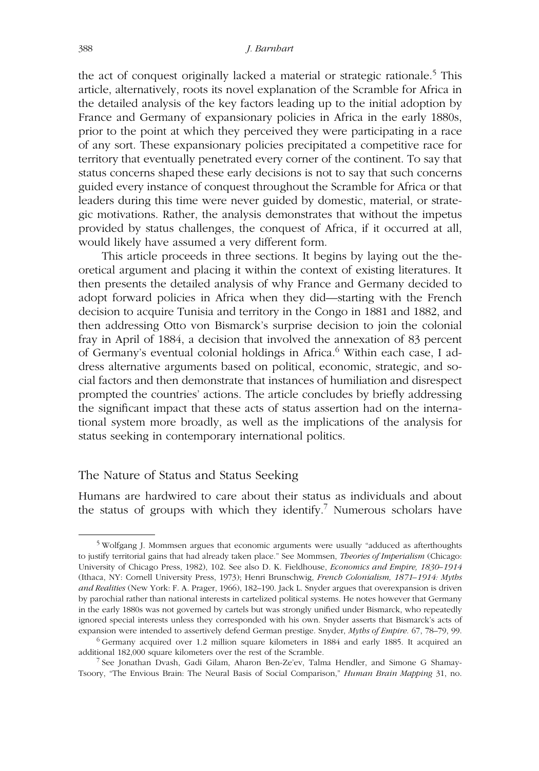the act of conquest originally lacked a material or strategic rationale.[5] This article, alternatively, roots its novel explanation of the Scramble for Africa in the detailed analysis of the key factors leading up to the initial adoption by France and Germany of expansionary policies in Africa in the early 1880s, prior to the point at which they perceived they were participating in a race of any sort. These expansionary policies precipitated a competitive race for territory that eventually penetrated every corner of the continent. To say that status concerns shaped these early decisions is not to say that such concerns guided every instance of conquest throughout the Scramble for Africa or that leaders during this time were never guided by domestic, material, or strategic motivations. Rather, the analysis demonstrates that without the impetus provided by status challenges, the conquest of Africa, if it occurred at all, would likely have assumed a very different form.

This article proceeds in three sections. It begins by laying out the theoretical argument and placing it within the context of existing literatures. It then presents the detailed analysis of why France and Germany decided to adopt forward policies in Africa when they did—starting with the French decision to acquire Tunisia and territory in the Congo in 1881 and 1882, and then addressing Otto von Bismarck's surprise decision to join the colonial fray in April of 1884, a decision that involved the annexation of 83 percent of Germany's eventual colonial holdings in Africa.[6] Within each case, I address alternative arguments based on political, economic, strategic, and social factors and then demonstrate that instances of humiliation and disrespect prompted the countries' actions. The article concludes by briefly addressing the significant impact that these acts of status assertion had on the international system more broadly, as well as the implications of the analysis for status seeking in contemporary international politics.

## The Nature of Status and Status Seeking

Humans are hardwired to care about their status as individuals and about the status of groups with which they identify.[7] Numerous scholars have

---

[5] Wolfgang J. Mommsen argues that economic arguments were usually "adduced as afterthoughts to justify territorial gains that had already taken place." See Mommsen, *Theories of Imperialism* (Chicago: University of Chicago Press, 1982), 102. See also D. K. Fieldhouse, *Economics and Empire, 1830–1914* (Ithaca, NY: Cornell University Press, 1973); Henri Brunschwig, *French Colonialism, 1871–1914: Myths and Realities* (New York: F. A. Prager, 1966), 182–190. Jack L. Snyder argues that overexpansion is driven by parochial rather than national interests in cartelized political systems. He notes however that Germany in the early 1880s was not governed by cartels but was strongly unified under Bismarck, who repeatedly ignored special interests unless they corresponded with his own. Snyder asserts that Bismarck's acts of expansion were intended to assertively defend German prestige. Snyder, *Myths of Empire*. 67, 78–79, 99.

[6] Germany acquired over 1.2 million square kilometers in 1884 and early 1885. It acquired an additional 182,000 square kilometers over the rest of the Scramble.

[7] See Jonathan Dvash, Gadi Gilam, Aharon Ben-Ze'ev, Talma Hendler, and Simone G Shamay-Tsoory, "The Envious Brain: The Neural Basis of Social Comparison," *Human Brain Mapping* 31, no.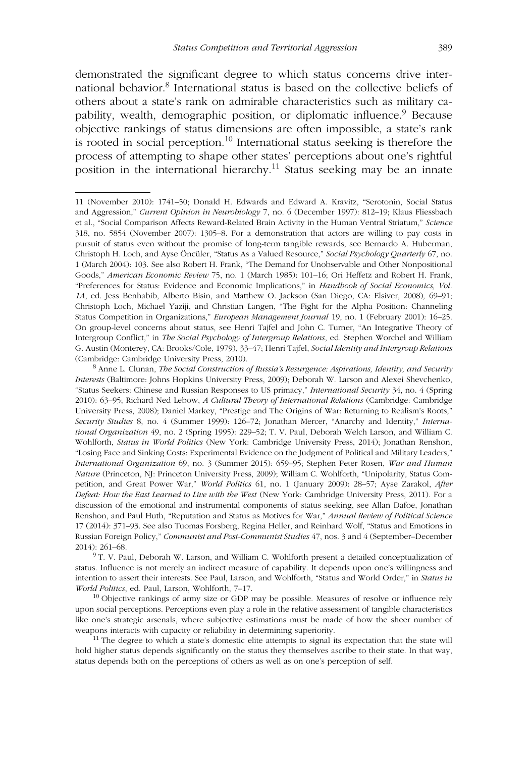demonstrated the significant degree to which status concerns drive international behavior.[8] International status is based on the collective beliefs of others about a state's rank on admirable characteristics such as military capability, wealth, demographic position, or diplomatic influence.[9] Because objective rankings of status dimensions are often impossible, a state's rank is rooted in social perception.[10] International status seeking is therefore the process of attempting to shape other states' perceptions about one's rightful position in the international hierarchy.[11] Status seeking may be an innate

---

11 (November 2010): 1741–50; Donald H. Edwards and Edward A. Kravitz, "Serotonin, Social Status and Aggression," *Current Opinion in Neurobiology* 7, no. 6 (December 1997): 812–19; Klaus Fliessbach et al., "Social Comparison Affects Reward-Related Brain Activity in the Human Ventral Striatum," *Science* 318, no. 5854 (November 2007): 1305–8. For a demonstration that actors are willing to pay costs in pursuit of status even without the promise of long-term tangible rewards, see Bernardo A. Huberman, Christoph H. Loch, and Ayse Öncüler, "Status As a Valued Resource," *Social Psychology Quarterly* 67, no. 1 (March 2004): 103. See also Robert H. Frank, "The Demand for Unobservable and Other Nonpositional Goods," *American Economic Review* 75, no. 1 (March 1985): 101–16; Ori Heffetz and Robert H. Frank, "Preferences for Status: Evidence and Economic Implications," in *Handbook of Social Economics, Vol. 1A*, ed. Jess Benhabib, Alberto Bisin, and Matthew O. Jackson (San Diego, CA: Elsiver, 2008), 69–91; Christoph Loch, Michael Yaziji, and Christian Langen, "The Fight for the Alpha Position: Channeling Status Competition in Organizations," *European Management Journal* 19, no. 1 (February 2001): 16–25. On group-level concerns about status, see Henri Tajfel and John C. Turner, "An Integrative Theory of Intergroup Conflict," in *The Social Psychology of Intergroup Relations*, ed. Stephen Worchel and William G. Austin (Monterey, CA: Brooks/Cole, 1979), 33–47; Henri Tajfel, *Social Identity and Intergroup Relations* (Cambridge: Cambridge University Press, 2010).

[8] Anne L. Clunan, *The Social Construction of Russia's Resurgence: Aspirations, Identity, and Security Interests* (Baltimore: Johns Hopkins University Press, 2009); Deborah W. Larson and Alexei Shevchenko, "Status Seekers: Chinese and Russian Responses to US primacy," *International Security* 34, no. 4 (Spring 2010): 63–95; Richard Ned Lebow, *A Cultural Theory of International Relations* (Cambridge: Cambridge University Press, 2008); Daniel Markey, "Prestige and The Origins of War: Returning to Realism's Roots," *Security Studies* 8, no. 4 (Summer 1999): 126–72; Jonathan Mercer, "Anarchy and Identity," *International Organization* 49, no. 2 (Spring 1995): 229–52; T. V. Paul, Deborah Welch Larson, and William C. Wohlforth, *Status in World Politics* (New York: Cambridge University Press, 2014); Jonathan Renshon, "Losing Face and Sinking Costs: Experimental Evidence on the Judgment of Political and Military Leaders," *International Organization* 69, no. 3 (Summer 2015): 659–95; Stephen Peter Rosen, *War and Human Nature* (Princeton, NJ: Princeton University Press, 2009); William C. Wohlforth, "Unipolarity, Status Competition, and Great Power War," *World Politics* 61, no. 1 (January 2009): 28–57; Ayse Zarakol, *After Defeat: How the East Learned to Live with the West* (New York: Cambridge University Press, 2011). For a discussion of the emotional and instrumental components of status seeking, see Allan Dafoe, Jonathan Renshon, and Paul Huth, "Reputation and Status as Motives for War," *Annual Review of Political Science* 17 (2014): 371–93. See also Tuomas Forsberg, Regina Heller, and Reinhard Wolf, "Status and Emotions in Russian Foreign Policy," *Communist and Post-Communist Studies* 47, nos. 3 and 4 (September–December 2014): 261–68.

[9] T. V. Paul, Deborah W. Larson, and William C. Wohlforth present a detailed conceptualization of status. Influence is not merely an indirect measure of capability. It depends upon one's willingness and intention to assert their interests. See Paul, Larson, and Wohlforth, "Status and World Order," in *Status in World Politics*, ed. Paul, Larson, Wohlforth, 7–17.

[10] Objective rankings of army size or GDP may be possible. Measures of resolve or influence rely upon social perceptions. Perceptions even play a role in the relative assessment of tangible characteristics like one's strategic arsenals, where subjective estimations must be made of how the sheer number of weapons interacts with capacity or reliability in determining superiority.

[11] The degree to which a state's domestic elite attempts to signal its expectation that the state will hold higher status depends significantly on the status they themselves ascribe to their state. In that way, status depends both on the perceptions of others as well as on one's perception of self.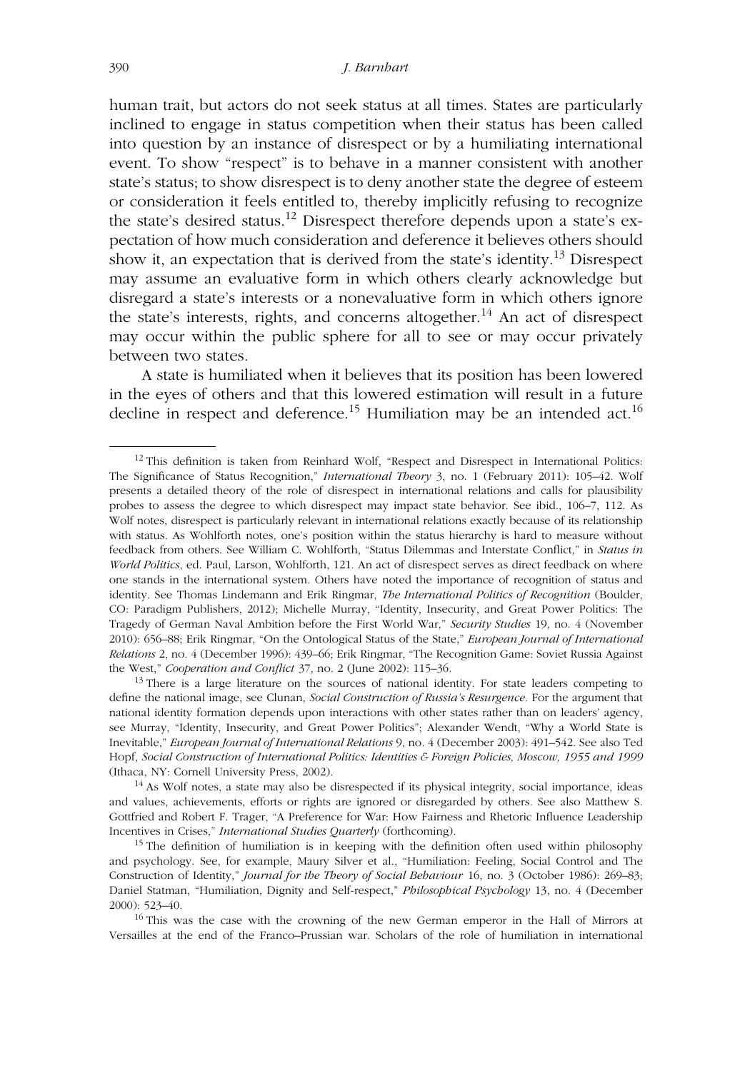human trait, but actors do not seek status at all times. States are particularly inclined to engage in status competition when their status has been called into question by an instance of disrespect or by a humiliating international event. To show "respect" is to behave in a manner consistent with another state's status; to show disrespect is to deny another state the degree of esteem or consideration it feels entitled to, thereby implicitly refusing to recognize the state's desired status.[12] Disrespect therefore depends upon a state's expectation of how much consideration and deference it believes others should show it, an expectation that is derived from the state's identity.[13] Disrespect may assume an evaluative form in which others clearly acknowledge but disregard a state's interests or a nonevaluative form in which others ignore the state's interests, rights, and concerns altogether.[14] An act of disrespect may occur within the public sphere for all to see or may occur privately between two states.

A state is humiliated when it believes that its position has been lowered in the eyes of others and that this lowered estimation will result in a future decline in respect and deference.[15] Humiliation may be an intended act.[16]

[12] This definition is taken from Reinhard Wolf, "Respect and Disrespect in International Politics: The Significance of Status Recognition," *International Theory* 3, no. 1 (February 2011): 105–42. Wolf presents a detailed theory of the role of disrespect in international relations and calls for plausibility probes to assess the degree to which disrespect may impact state behavior. See ibid., 106–7, 112. As Wolf notes, disrespect is particularly relevant in international relations exactly because of its relationship with status. As Wohlforth notes, one's position within the status hierarchy is hard to measure without feedback from others. See William C. Wohlforth, "Status Dilemmas and Interstate Conflict," in *Status in World Politics*, ed. Paul, Larson, Wohlforth, 121. An act of disrespect serves as direct feedback on where one stands in the international system. Others have noted the importance of recognition of status and identity. See Thomas Lindemann and Erik Ringmar, *The International Politics of Recognition* (Boulder, CO: Paradigm Publishers, 2012); Michelle Murray, "Identity, Insecurity, and Great Power Politics: The Tragedy of German Naval Ambition before the First World War," *Security Studies* 19, no. 4 (November 2010): 656–88; Erik Ringmar, "On the Ontological Status of the State," *European Journal of International Relations* 2, no. 4 (December 1996): 439–66; Erik Ringmar, "The Recognition Game: Soviet Russia Against the West," *Cooperation and Conflict* 37, no. 2 (June 2002): 115–36.

[13] There is a large literature on the sources of national identity. For state leaders competing to define the national image, see Clunan, *Social Construction of Russia's Resurgence*. For the argument that national identity formation depends upon interactions with other states rather than on leaders' agency, see Murray, "Identity, Insecurity, and Great Power Politics"; Alexander Wendt, "Why a World State is Inevitable," *European Journal of International Relations* 9, no. 4 (December 2003): 491–542. See also Ted Hopf, *Social Construction of International Politics: Identities & Foreign Policies, Moscow, 1955 and 1999* (Ithaca, NY: Cornell University Press, 2002).

[14] As Wolf notes, a state may also be disrespected if its physical integrity, social importance, ideas and values, achievements, efforts or rights are ignored or disregarded by others. See also Matthew S. Gottfried and Robert F. Trager, "A Preference for War: How Fairness and Rhetoric Influence Leadership Incentives in Crises," *International Studies Quarterly* (forthcoming).

[15] The definition of humiliation is in keeping with the definition often used within philosophy and psychology. See, for example, Maury Silver et al., "Humiliation: Feeling, Social Control and The Construction of Identity," *Journal for the Theory of Social Behaviour* 16, no. 3 (October 1986): 269–83; Daniel Statman, "Humiliation, Dignity and Self-respect," *Philosophical Psychology* 13, no. 4 (December 2000): 523–40.

[16] This was the case with the crowning of the new German emperor in the Hall of Mirrors at Versailles at the end of the Franco–Prussian war. Scholars of the role of humiliation in international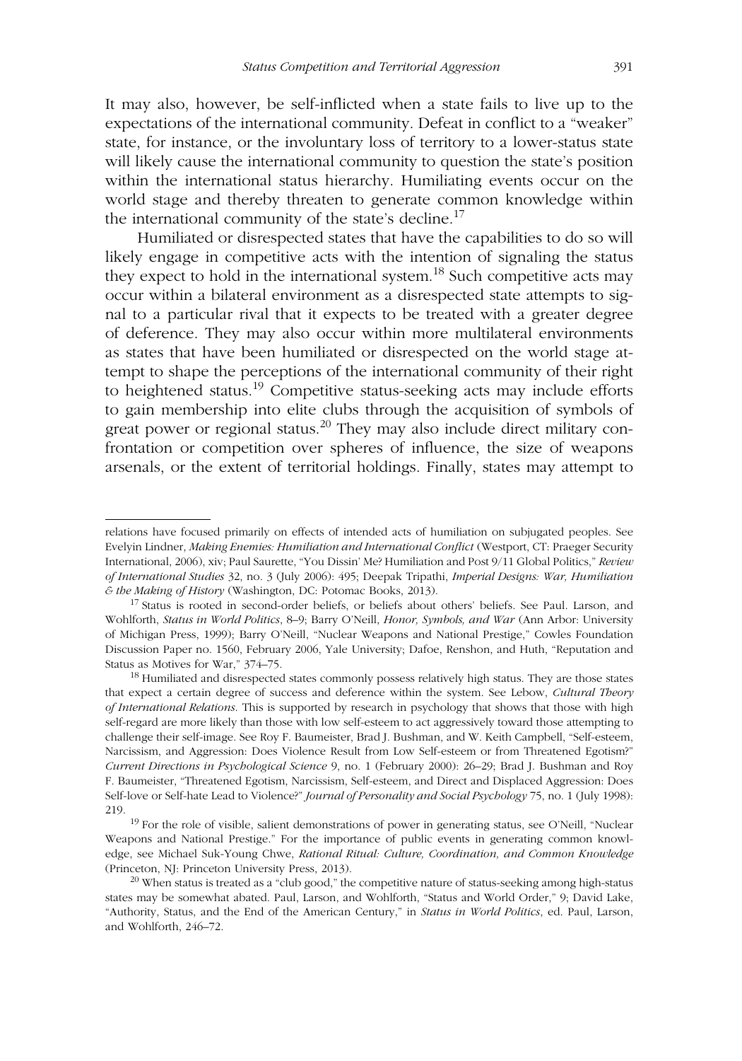It may also, however, be self-inflicted when a state fails to live up to the expectations of the international community. Defeat in conflict to a "weaker" state, for instance, or the involuntary loss of territory to a lower-status state will likely cause the international community to question the state's position within the international status hierarchy. Humiliating events occur on the world stage and thereby threaten to generate common knowledge within the international community of the state's decline.[17]

Humiliated or disrespected states that have the capabilities to do so will likely engage in competitive acts with the intention of signaling the status they expect to hold in the international system.[18] Such competitive acts may occur within a bilateral environment as a disrespected state attempts to signal to a particular rival that it expects to be treated with a greater degree of deference. They may also occur within more multilateral environments as states that have been humiliated or disrespected on the world stage attempt to shape the perceptions of the international community of their right to heightened status.[19] Competitive status-seeking acts may include efforts to gain membership into elite clubs through the acquisition of symbols of great power or regional status.[20] They may also include direct military confrontation or competition over spheres of influence, the size of weapons arsenals, or the extent of territorial holdings. Finally, states may attempt to

---

relations have focused primarily on effects of intended acts of humiliation on subjugated peoples. See Evelyin Lindner, *Making Enemies: Humiliation and International Conflict* (Westport, CT: Praeger Security International, 2006), xiv; Paul Saurette, "You Dissin' Me? Humiliation and Post 9/11 Global Politics," *Review of International Studies* 32, no. 3 (July 2006): 495; Deepak Tripathi, *Imperial Designs: War, Humiliation & the Making of History* (Washington, DC: Potomac Books, 2013).

[17] Status is rooted in second-order beliefs, or beliefs about others' beliefs. See Paul. Larson, and Wohlforth, *Status in World Politics*, 8–9; Barry O'Neill, *Honor, Symbols, and War* (Ann Arbor: University of Michigan Press, 1999); Barry O'Neill, "Nuclear Weapons and National Prestige," Cowles Foundation Discussion Paper no. 1560, February 2006, Yale University; Dafoe, Renshon, and Huth, "Reputation and Status as Motives for War," 374–75.

[18] Humiliated and disrespected states commonly possess relatively high status. They are those states that expect a certain degree of success and deference within the system. See Lebow, *Cultural Theory of International Relations*. This is supported by research in psychology that shows that those with high self-regard are more likely than those with low self-esteem to act aggressively toward those attempting to challenge their self-image. See Roy F. Baumeister, Brad J. Bushman, and W. Keith Campbell, "Self-esteem, Narcissism, and Aggression: Does Violence Result from Low Self-esteem or from Threatened Egotism?" *Current Directions in Psychological Science* 9, no. 1 (February 2000): 26–29; Brad J. Bushman and Roy F. Baumeister, "Threatened Egotism, Narcissism, Self-esteem, and Direct and Displaced Aggression: Does Self-love or Self-hate Lead to Violence?" *Journal of Personality and Social Psychology* 75, no. 1 (July 1998): 219.

[19] For the role of visible, salient demonstrations of power in generating status, see O'Neill, "Nuclear Weapons and National Prestige." For the importance of public events in generating common knowledge, see Michael Suk-Young Chwe, *Rational Ritual: Culture, Coordination, and Common Knowledge* (Princeton, NJ: Princeton University Press, 2013).

[20] When status is treated as a "club good," the competitive nature of status-seeking among high-status states may be somewhat abated. Paul, Larson, and Wohlforth, "Status and World Order," 9; David Lake, "Authority, Status, and the End of the American Century," in *Status in World Politics*, ed. Paul, Larson, and Wohlforth, 246–72.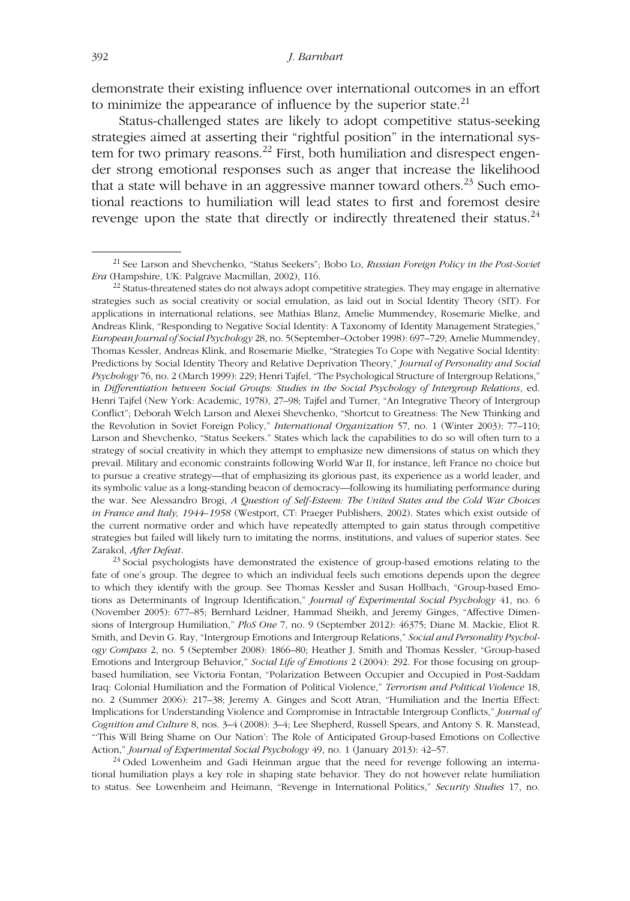demonstrate their existing influence over international outcomes in an effort to minimize the appearance of influence by the superior state.[21]

Status-challenged states are likely to adopt competitive status-seeking strategies aimed at asserting their "rightful position" in the international system for two primary reasons.[22] First, both humiliation and disrespect engender strong emotional responses such as anger that increase the likelihood that a state will behave in an aggressive manner toward others.[23] Such emotional reactions to humiliation will lead states to first and foremost desire revenge upon the state that directly or indirectly threatened their status.[24]

---

[21] See Larson and Shevchenko, "Status Seekers"; Bobo Lo, *Russian Foreign Policy in the Post-Soviet Era* (Hampshire, UK: Palgrave Macmillan, 2002), 116.

[22] Status-threatened states do not always adopt competitive strategies. They may engage in alternative strategies such as social creativity or social emulation, as laid out in Social Identity Theory (SIT). For applications in international relations, see Mathias Blanz, Amelie Mummendey, Rosemarie Mielke, and Andreas Klink, "Responding to Negative Social Identity: A Taxonomy of Identity Management Strategies," *European Journal of Social Psychology* 28, no. 5(September–October 1998): 697–729; Amelie Mummendey, Thomas Kessler, Andreas Klink, and Rosemarie Mielke, "Strategies To Cope with Negative Social Identity: Predictions by Social Identity Theory and Relative Deprivation Theory," *Journal of Personality and Social Psychology* 76, no. 2 (March 1999): 229; Henri Tajfel, "The Psychological Structure of Intergroup Relations," in *Differentiation between Social Groups: Studies in the Social Psychology of Intergroup Relations*, ed. Henri Tajfel (New York: Academic, 1978), 27–98; Tajfel and Turner, "An Integrative Theory of Intergroup Conflict"; Deborah Welch Larson and Alexei Shevchenko, "Shortcut to Greatness: The New Thinking and the Revolution in Soviet Foreign Policy," *International Organization* 57, no. 1 (Winter 2003): 77–110; Larson and Shevchenko, "Status Seekers." States which lack the capabilities to do so will often turn to a strategy of social creativity in which they attempt to emphasize new dimensions of status on which they prevail. Military and economic constraints following World War II, for instance, left France no choice but to pursue a creative strategy—that of emphasizing its glorious past, its experience as a world leader, and its symbolic value as a long-standing beacon of democracy—following its humiliating performance during the war. See Alessandro Brogi, *A Question of Self-Esteem: The United States and the Cold War Choices in France and Italy, 1944–1958* (Westport, CT: Praeger Publishers, 2002). States which exist outside of the current normative order and which have repeatedly attempted to gain status through competitive strategies but failed will likely turn to imitating the norms, institutions, and values of superior states. See Zarakol, *After Defeat*.

[23] Social psychologists have demonstrated the existence of group-based emotions relating to the fate of one's group. The degree to which an individual feels such emotions depends upon the degree to which they identify with the group. See Thomas Kessler and Susan Hollbach, "Group-based Emotions as Determinants of Ingroup Identification," *Journal of Experimental Social Psychology* 41, no. 6 (November 2005): 677–85; Bernhard Leidner, Hammad Sheikh, and Jeremy Ginges, "Affective Dimensions of Intergroup Humiliation," *PloS One* 7, no. 9 (September 2012): 46375; Diane M. Mackie, Eliot R. Smith, and Devin G. Ray, "Intergroup Emotions and Intergroup Relations," *Social and Personality Psychology Compass* 2, no. 5 (September 2008): 1866–80; Heather J. Smith and Thomas Kessler, "Group-based Emotions and Intergroup Behavior," *Social Life of Emotions* 2 (2004): 292. For those focusing on group-based humiliation, see Victoria Fontan, "Polarization Between Occupier and Occupied in Post-Saddam Iraq: Colonial Humiliation and the Formation of Political Violence," *Terrorism and Political Violence* 18, no. 2 (Summer 2006): 217–38; Jeremy A. Ginges and Scott Atran, "Humiliation and the Inertia Effect: Implications for Understanding Violence and Compromise in Intractable Intergroup Conflicts," *Journal of Cognition and Culture* 8, nos. 3–4 (2008): 3–4; Lee Shepherd, Russell Spears, and Antony S. R. Manstead, "'This Will Bring Shame on Our Nation': The Role of Anticipated Group-based Emotions on Collective Action," *Journal of Experimental Social Psychology* 49, no. 1 (January 2013): 42–57.

[24] Oded Lowenheim and Gadi Heinman argue that the need for revenge following an international humiliation plays a key role in shaping state behavior. They do not however relate humiliation to status. See Lowenheim and Heimann, "Revenge in International Politics," *Security Studies* 17, no.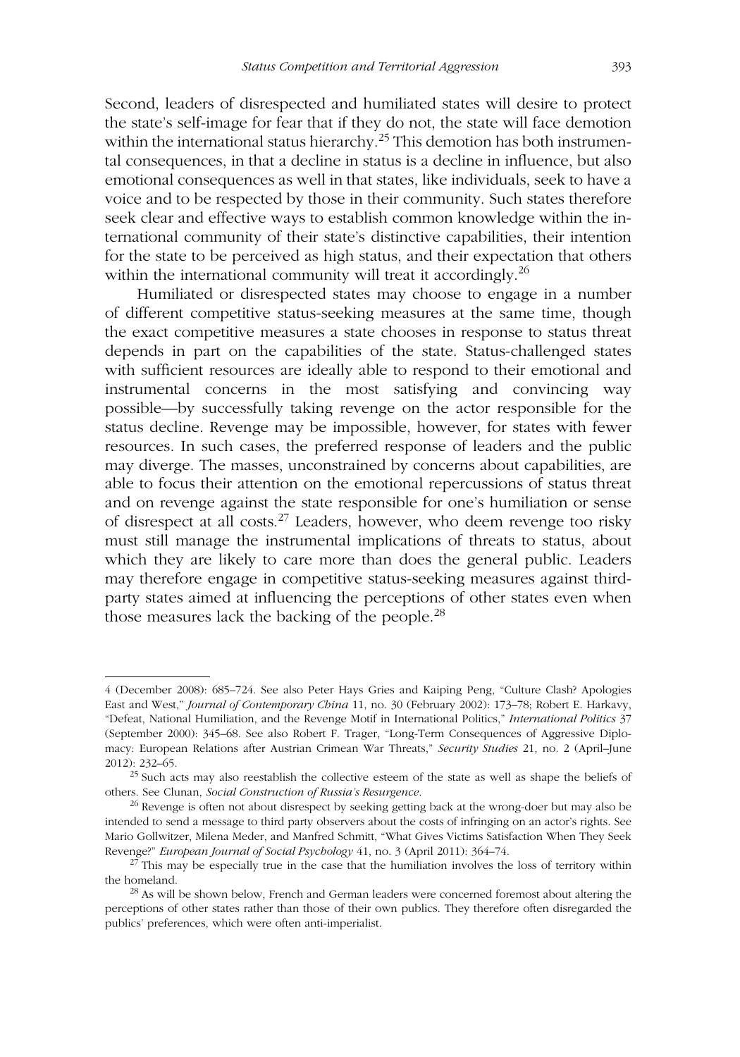Second, leaders of disrespected and humiliated states will desire to protect the state's self-image for fear that if they do not, the state will face demotion within the international status hierarchy.[25] This demotion has both instrumental consequences, in that a decline in status is a decline in influence, but also emotional consequences as well in that states, like individuals, seek to have a voice and to be respected by those in their community. Such states therefore seek clear and effective ways to establish common knowledge within the international community of their state's distinctive capabilities, their intention for the state to be perceived as high status, and their expectation that others within the international community will treat it accordingly.[26]

Humiliated or disrespected states may choose to engage in a number of different competitive status-seeking measures at the same time, though the exact competitive measures a state chooses in response to status threat depends in part on the capabilities of the state. Status-challenged states with sufficient resources are ideally able to respond to their emotional and instrumental concerns in the most satisfying and convincing way possible—by successfully taking revenge on the actor responsible for the status decline. Revenge may be impossible, however, for states with fewer resources. In such cases, the preferred response of leaders and the public may diverge. The masses, unconstrained by concerns about capabilities, are able to focus their attention on the emotional repercussions of status threat and on revenge against the state responsible for one's humiliation or sense of disrespect at all costs.[27] Leaders, however, who deem revenge too risky must still manage the instrumental implications of threats to status, about which they are likely to care more than does the general public. Leaders may therefore engage in competitive status-seeking measures against third-party states aimed at influencing the perceptions of other states even when those measures lack the backing of the people.[28]

---

4 (December 2008): 685–724. See also Peter Hays Gries and Kaiping Peng, "Culture Clash? Apologies East and West," *Journal of Contemporary China* 11, no. 30 (February 2002): 173–78; Robert E. Harkavy, "Defeat, National Humiliation, and the Revenge Motif in International Politics," *International Politics* 37 (September 2000): 345–68. See also Robert F. Trager, "Long-Term Consequences of Aggressive Diplomacy: European Relations after Austrian Crimean War Threats," *Security Studies* 21, no. 2 (April–June 2012): 232–65.

[25] Such acts may also reestablish the collective esteem of the state as well as shape the beliefs of others. See Clunan, *Social Construction of Russia's Resurgence*.

[26] Revenge is often not about disrespect by seeking getting back at the wrong-doer but may also be intended to send a message to third party observers about the costs of infringing on an actor's rights. See Mario Gollwitzer, Milena Meder, and Manfred Schmitt, "What Gives Victims Satisfaction When They Seek Revenge?" *European Journal of Social Psychology* 41, no. 3 (April 2011): 364–74.

[27] This may be especially true in the case that the humiliation involves the loss of territory within the homeland.

[28] As will be shown below, French and German leaders were concerned foremost about altering the perceptions of other states rather than those of their own publics. They therefore often disregarded the publics' preferences, which were often anti-imperialist.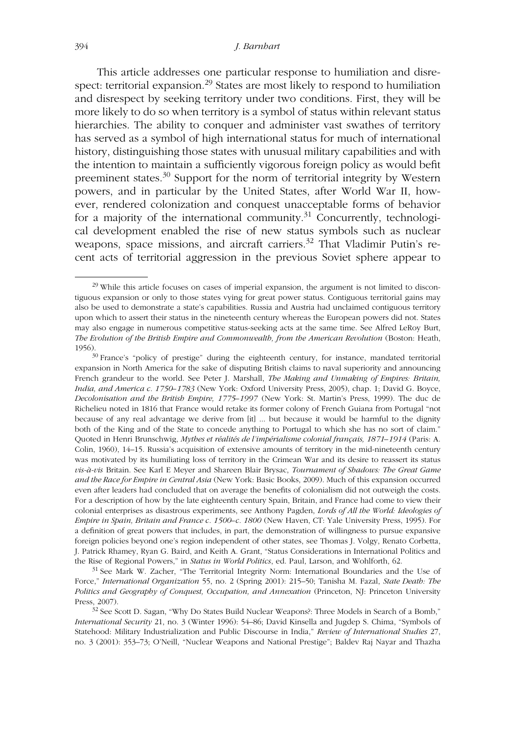This article addresses one particular response to humiliation and disrespect: territorial expansion.[29] States are most likely to respond to humiliation and disrespect by seeking territory under two conditions. First, they will be more likely to do so when territory is a symbol of status within relevant status hierarchies. The ability to conquer and administer vast swathes of territory has served as a symbol of high international status for much of international history, distinguishing those states with unusual military capabilities and with the intention to maintain a sufficiently vigorous foreign policy as would befit preeminent states.[30] Support for the norm of territorial integrity by Western powers, and in particular by the United States, after World War II, however, rendered colonization and conquest unacceptable forms of behavior for a majority of the international community.[31] Concurrently, technological development enabled the rise of new status symbols such as nuclear weapons, space missions, and aircraft carriers.[32] That Vladimir Putin's recent acts of territorial aggression in the previous Soviet sphere appear to

---

[29] While this article focuses on cases of imperial expansion, the argument is not limited to discontiguous expansion or only to those states vying for great power status. Contiguous territorial gains may also be used to demonstrate a state's capabilities. Russia and Austria had unclaimed contiguous territory upon which to assert their status in the nineteenth century whereas the European powers did not. States may also engage in numerous competitive status-seeking acts at the same time. See Alfred LeRoy Burt, *The Evolution of the British Empire and Commonwealth, from the American Revolution* (Boston: Heath, 1956).

[30] France's "policy of prestige" during the eighteenth century, for instance, mandated territorial expansion in North America for the sake of disputing British claims to naval superiority and announcing French grandeur to the world. See Peter J. Marshall, *The Making and Unmaking of Empires: Britain, India, and America c. 1750–1783* (New York: Oxford University Press, 2005), chap. 1; David G. Boyce, *Decolonisation and the British Empire, 1775–1997* (New York: St. Martin's Press, 1999). The duc de Richelieu noted in 1816 that France would retake its former colony of French Guiana from Portugal "not because of any real advantage we derive from [it] … but because it would be harmful to the dignity both of the King and of the State to concede anything to Portugal to which she has no sort of claim." Quoted in Henri Brunschwig, *Mythes et réalités de l'impérialisme colonial français, 1871–1914* (Paris: A. Colin, 1960), 14–15. Russia's acquisition of extensive amounts of territory in the mid-nineteenth century was motivated by its humiliating loss of territory in the Crimean War and its desire to reassert its status *vis-à-vis* Britain. See Karl E Meyer and Shareen Blair Brysac, *Tournament of Shadows: The Great Game and the Race for Empire in Central Asia* (New York: Basic Books, 2009). Much of this expansion occurred even after leaders had concluded that on average the benefits of colonialism did not outweigh the costs. For a description of how by the late eighteenth century Spain, Britain, and France had come to view their colonial enterprises as disastrous experiments, see Anthony Pagden, *Lords of All the World: Ideologies of Empire in Spain, Britain and France c. 1500–c. 1800* (New Haven, CT: Yale University Press, 1995). For a definition of great powers that includes, in part, the demonstration of willingness to pursue expansive foreign policies beyond one's region independent of other states, see Thomas J. Volgy, Renato Corbetta, J. Patrick Rhamey, Ryan G. Baird, and Keith A. Grant, "Status Considerations in International Politics and the Rise of Regional Powers," in *Status in World Politics*, ed. Paul, Larson, and Wohlforth, 62.

[31] See Mark W. Zacher, "The Territorial Integrity Norm: International Boundaries and the Use of Force," *International Organization* 55, no. 2 (Spring 2001): 215–50; Tanisha M. Fazal, *State Death: The Politics and Geography of Conquest, Occupation, and Annexation* (Princeton, NJ: Princeton University Press, 2007).

[32] See Scott D. Sagan, "Why Do States Build Nuclear Weapons?: Three Models in Search of a Bomb," *International Security* 21, no. 3 (Winter 1996): 54–86; David Kinsella and Jugdep S. Chima, "Symbols of Statehood: Military Industrialization and Public Discourse in India," *Review of International Studies* 27, no. 3 (2001): 353–73; O'Neill, "Nuclear Weapons and National Prestige"; Baldev Raj Nayar and Thazha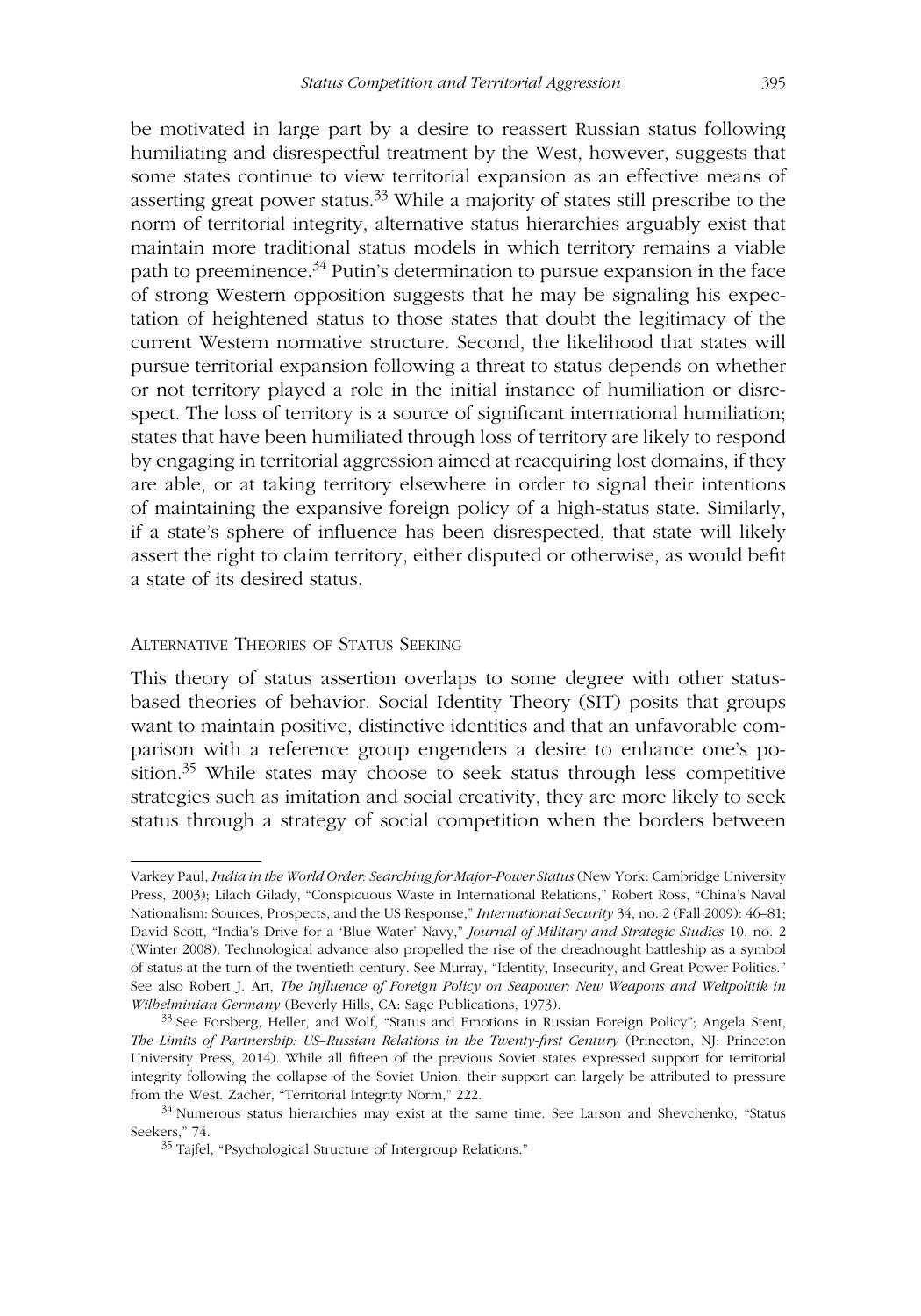be motivated in large part by a desire to reassert Russian status following humiliating and disrespectful treatment by the West, however, suggests that some states continue to view territorial expansion as an effective means of asserting great power status.[33] While a majority of states still prescribe to the norm of territorial integrity, alternative status hierarchies arguably exist that maintain more traditional status models in which territory remains a viable path to preeminence.[34] Putin's determination to pursue expansion in the face of strong Western opposition suggests that he may be signaling his expectation of heightened status to those states that doubt the legitimacy of the current Western normative structure. Second, the likelihood that states will pursue territorial expansion following a threat to status depends on whether or not territory played a role in the initial instance of humiliation or disrespect. The loss of territory is a source of significant international humiliation; states that have been humiliated through loss of territory are likely to respond by engaging in territorial aggression aimed at reacquiring lost domains, if they are able, or at taking territory elsewhere in order to signal their intentions of maintaining the expansive foreign policy of a high-status state. Similarly, if a state's sphere of influence has been disrespected, that state will likely assert the right to claim territory, either disputed or otherwise, as would befit a state of its desired status.

### Alternative Theories of Status Seeking

This theory of status assertion overlaps to some degree with other status-based theories of behavior. Social Identity Theory (SIT) posits that groups want to maintain positive, distinctive identities and that an unfavorable comparison with a reference group engenders a desire to enhance one's position.[35] While states may choose to seek status through less competitive strategies such as imitation and social creativity, they are more likely to seek status through a strategy of social competition when the borders between

---

Varkey Paul, *India in the World Order: Searching for Major-Power Status* (New York: Cambridge University Press, 2003); Lilach Gilady, "Conspicuous Waste in International Relations," Robert Ross, "China's Naval Nationalism: Sources, Prospects, and the US Response," *International Security* 34, no. 2 (Fall 2009): 46–81; David Scott, "India's Drive for a 'Blue Water' Navy," *Journal of Military and Strategic Studies* 10, no. 2 (Winter 2008). Technological advance also propelled the rise of the dreadnought battleship as a symbol of status at the turn of the twentieth century. See Murray, "Identity, Insecurity, and Great Power Politics." See also Robert J. Art, *The Influence of Foreign Policy on Seapower: New Weapons and Weltpolitik in Wilhelminian Germany* (Beverly Hills, CA: Sage Publications, 1973).

[33] See Forsberg, Heller, and Wolf, "Status and Emotions in Russian Foreign Policy"; Angela Stent, *The Limits of Partnership: US–Russian Relations in the Twenty-first Century* (Princeton, NJ: Princeton University Press, 2014). While all fifteen of the previous Soviet states expressed support for territorial integrity following the collapse of the Soviet Union, their support can largely be attributed to pressure from the West. Zacher, "Territorial Integrity Norm," 222.

[34] Numerous status hierarchies may exist at the same time. See Larson and Shevchenko, "Status Seekers," 74.

[35] Tajfel, "Psychological Structure of Intergroup Relations."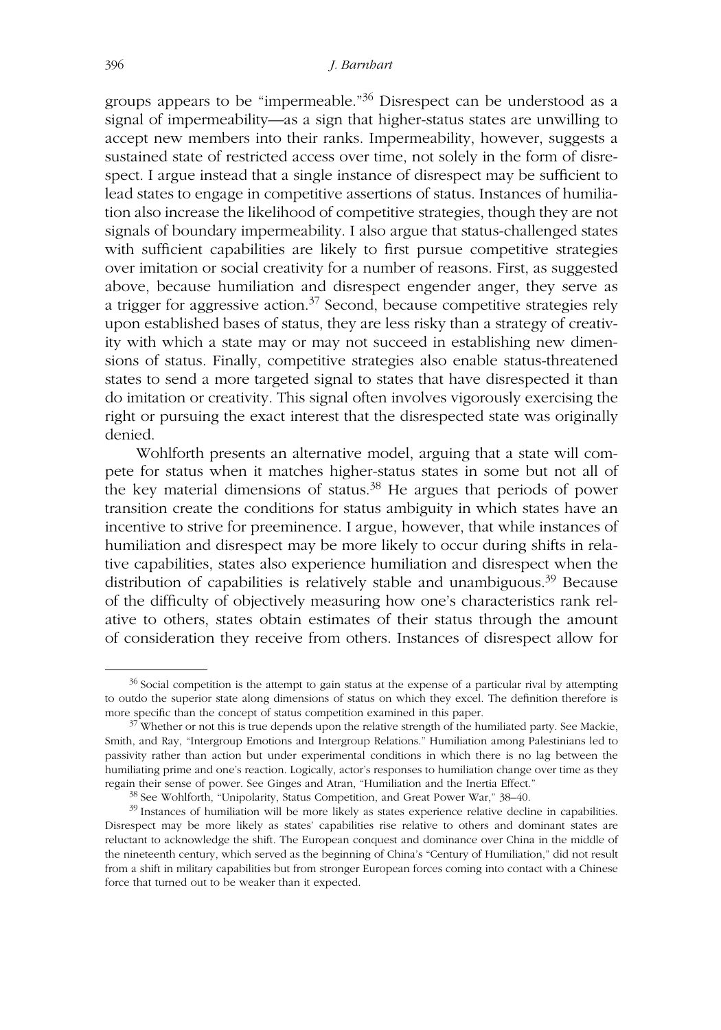groups appears to be "impermeable."[36] Disrespect can be understood as a signal of impermeability—as a sign that higher-status states are unwilling to accept new members into their ranks. Impermeability, however, suggests a sustained state of restricted access over time, not solely in the form of disrespect. I argue instead that a single instance of disrespect may be sufficient to lead states to engage in competitive assertions of status. Instances of humiliation also increase the likelihood of competitive strategies, though they are not signals of boundary impermeability. I also argue that status-challenged states with sufficient capabilities are likely to first pursue competitive strategies over imitation or social creativity for a number of reasons. First, as suggested above, because humiliation and disrespect engender anger, they serve as a trigger for aggressive action.[37] Second, because competitive strategies rely upon established bases of status, they are less risky than a strategy of creativity with which a state may or may not succeed in establishing new dimensions of status. Finally, competitive strategies also enable status-threatened states to send a more targeted signal to states that have disrespected it than do imitation or creativity. This signal often involves vigorously exercising the right or pursuing the exact interest that the disrespected state was originally denied.

Wohlforth presents an alternative model, arguing that a state will compete for status when it matches higher-status states in some but not all of the key material dimensions of status.[38] He argues that periods of power transition create the conditions for status ambiguity in which states have an incentive to strive for preeminence. I argue, however, that while instances of humiliation and disrespect may be more likely to occur during shifts in relative capabilities, states also experience humiliation and disrespect when the distribution of capabilities is relatively stable and unambiguous.[39] Because of the difficulty of objectively measuring how one's characteristics rank relative to others, states obtain estimates of their status through the amount of consideration they receive from others. Instances of disrespect allow for

---

[36] Social competition is the attempt to gain status at the expense of a particular rival by attempting to outdo the superior state along dimensions of status on which they excel. The definition therefore is more specific than the concept of status competition examined in this paper.

[37] Whether or not this is true depends upon the relative strength of the humiliated party. See Mackie, Smith, and Ray, "Intergroup Emotions and Intergroup Relations." Humiliation among Palestinians led to passivity rather than action but under experimental conditions in which there is no lag between the humiliating prime and one's reaction. Logically, actor's responses to humiliation change over time as they regain their sense of power. See Ginges and Atran, "Humiliation and the Inertia Effect."

[38] See Wohlforth, "Unipolarity, Status Competition, and Great Power War," 38–40.

[39] Instances of humiliation will be more likely as states experience relative decline in capabilities. Disrespect may be more likely as states' capabilities rise relative to others and dominant states are reluctant to acknowledge the shift. The European conquest and dominance over China in the middle of the nineteenth century, which served as the beginning of China's "Century of Humiliation," did not result from a shift in military capabilities but from stronger European forces coming into contact with a Chinese force that turned out to be weaker than it expected.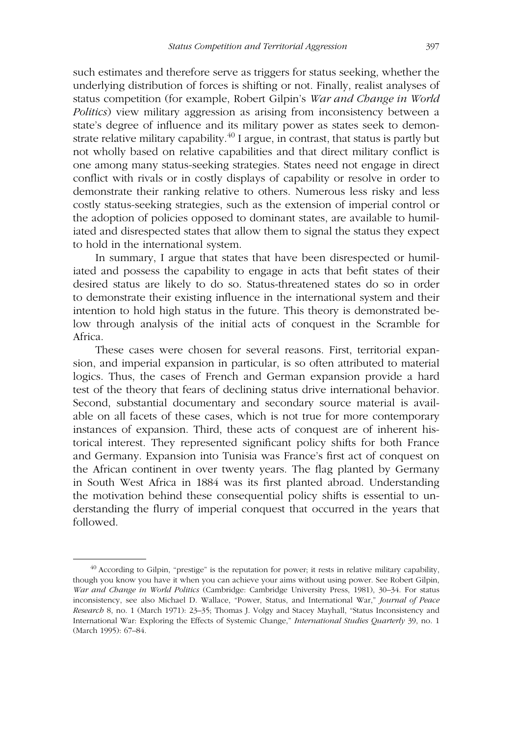such estimates and therefore serve as triggers for status seeking, whether the underlying distribution of forces is shifting or not. Finally, realist analyses of status competition (for example, Robert Gilpin's *War and Change in World Politics*) view military aggression as arising from inconsistency between a state's degree of influence and its military power as states seek to demonstrate relative military capability.[40] I argue, in contrast, that status is partly but not wholly based on relative capabilities and that direct military conflict is one among many status-seeking strategies. States need not engage in direct conflict with rivals or in costly displays of capability or resolve in order to demonstrate their ranking relative to others. Numerous less risky and less costly status-seeking strategies, such as the extension of imperial control or the adoption of policies opposed to dominant states, are available to humiliated and disrespected states that allow them to signal the status they expect to hold in the international system.

In summary, I argue that states that have been disrespected or humiliated and possess the capability to engage in acts that befit states of their desired status are likely to do so. Status-threatened states do so in order to demonstrate their existing influence in the international system and their intention to hold high status in the future. This theory is demonstrated below through analysis of the initial acts of conquest in the Scramble for Africa.

These cases were chosen for several reasons. First, territorial expansion, and imperial expansion in particular, is so often attributed to material logics. Thus, the cases of French and German expansion provide a hard test of the theory that fears of declining status drive international behavior. Second, substantial documentary and secondary source material is available on all facets of these cases, which is not true for more contemporary instances of expansion. Third, these acts of conquest are of inherent historical interest. They represented significant policy shifts for both France and Germany. Expansion into Tunisia was France's first act of conquest on the African continent in over twenty years. The flag planted by Germany in South West Africa in 1884 was its first planted abroad. Understanding the motivation behind these consequential policy shifts is essential to understanding the flurry of imperial conquest that occurred in the years that followed.

---

[40] According to Gilpin, "prestige" is the reputation for power; it rests in relative military capability, though you know you have it when you can achieve your aims without using power. See Robert Gilpin, *War and Change in World Politics* (Cambridge: Cambridge University Press, 1981), 30–34. For status inconsistency, see also Michael D. Wallace, "Power, Status, and International War," *Journal of Peace Research* 8, no. 1 (March 1971): 23–35; Thomas J. Volgy and Stacey Mayhall, "Status Inconsistency and International War: Exploring the Effects of Systemic Change," *International Studies Quarterly* 39, no. 1 (March 1995): 67–84.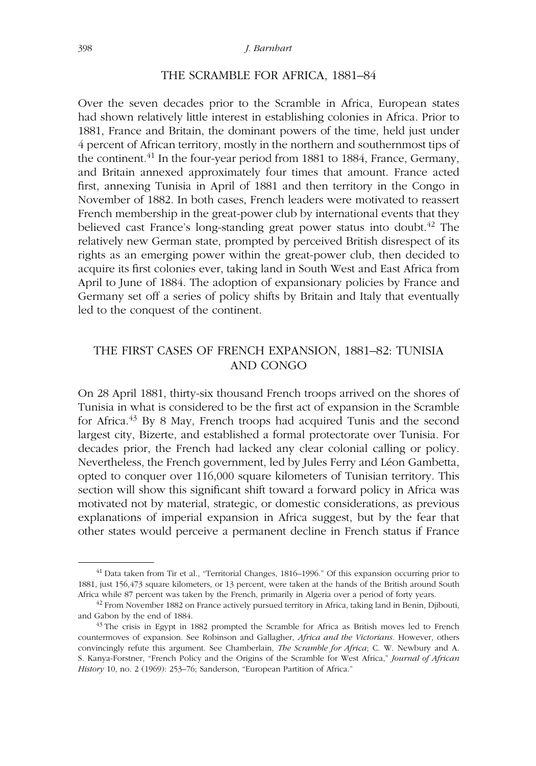## THE SCRAMBLE FOR AFRICA, 1881–84

Over the seven decades prior to the Scramble in Africa, European states had shown relatively little interest in establishing colonies in Africa. Prior to 1881, France and Britain, the dominant powers of the time, held just under 4 percent of African territory, mostly in the northern and southernmost tips of the continent.[41] In the four-year period from 1881 to 1884, France, Germany, and Britain annexed approximately four times that amount. France acted first, annexing Tunisia in April of 1881 and then territory in the Congo in November of 1882. In both cases, French leaders were motivated to reassert French membership in the great-power club by international events that they believed cast France's long-standing great power status into doubt.[42] The relatively new German state, prompted by perceived British disrespect of its rights as an emerging power within the great-power club, then decided to acquire its first colonies ever, taking land in South West and East Africa from April to June of 1884. The adoption of expansionary policies by France and Germany set off a series of policy shifts by Britain and Italy that eventually led to the conquest of the continent.

## THE FIRST CASES OF FRENCH EXPANSION, 1881–82: TUNISIA AND CONGO

On 28 April 1881, thirty-six thousand French troops arrived on the shores of Tunisia in what is considered to be the first act of expansion in the Scramble for Africa.[43] By 8 May, French troops had acquired Tunis and the second largest city, Bizerte, and established a formal protectorate over Tunisia. For decades prior, the French had lacked any clear colonial calling or policy. Nevertheless, the French government, led by Jules Ferry and Léon Gambetta, opted to conquer over 116,000 square kilometers of Tunisian territory. This section will show this significant shift toward a forward policy in Africa was motivated not by material, strategic, or domestic considerations, as previous explanations of imperial expansion in Africa suggest, but by the fear that other states would perceive a permanent decline in French status if France

---

[41] Data taken from Tir et al., "Territorial Changes, 1816–1996." Of this expansion occurring prior to 1881, just 156,473 square kilometers, or 13 percent, were taken at the hands of the British around South Africa while 87 percent was taken by the French, primarily in Algeria over a period of forty years.

[42] From November 1882 on France actively pursued territory in Africa, taking land in Benin, Djibouti, and Gabon by the end of 1884.

[43] The crisis in Egypt in 1882 prompted the Scramble for Africa as British moves led to French countermoves of expansion. See Robinson and Gallagher, *Africa and the Victorians*. However, others convincingly refute this argument. See Chamberlain, *The Scramble for Africa*; C. W. Newbury and A. S. Kanya-Forstner, "French Policy and the Origins of the Scramble for West Africa," *Journal of African History* 10, no. 2 (1969): 253–76; Sanderson, "European Partition of Africa."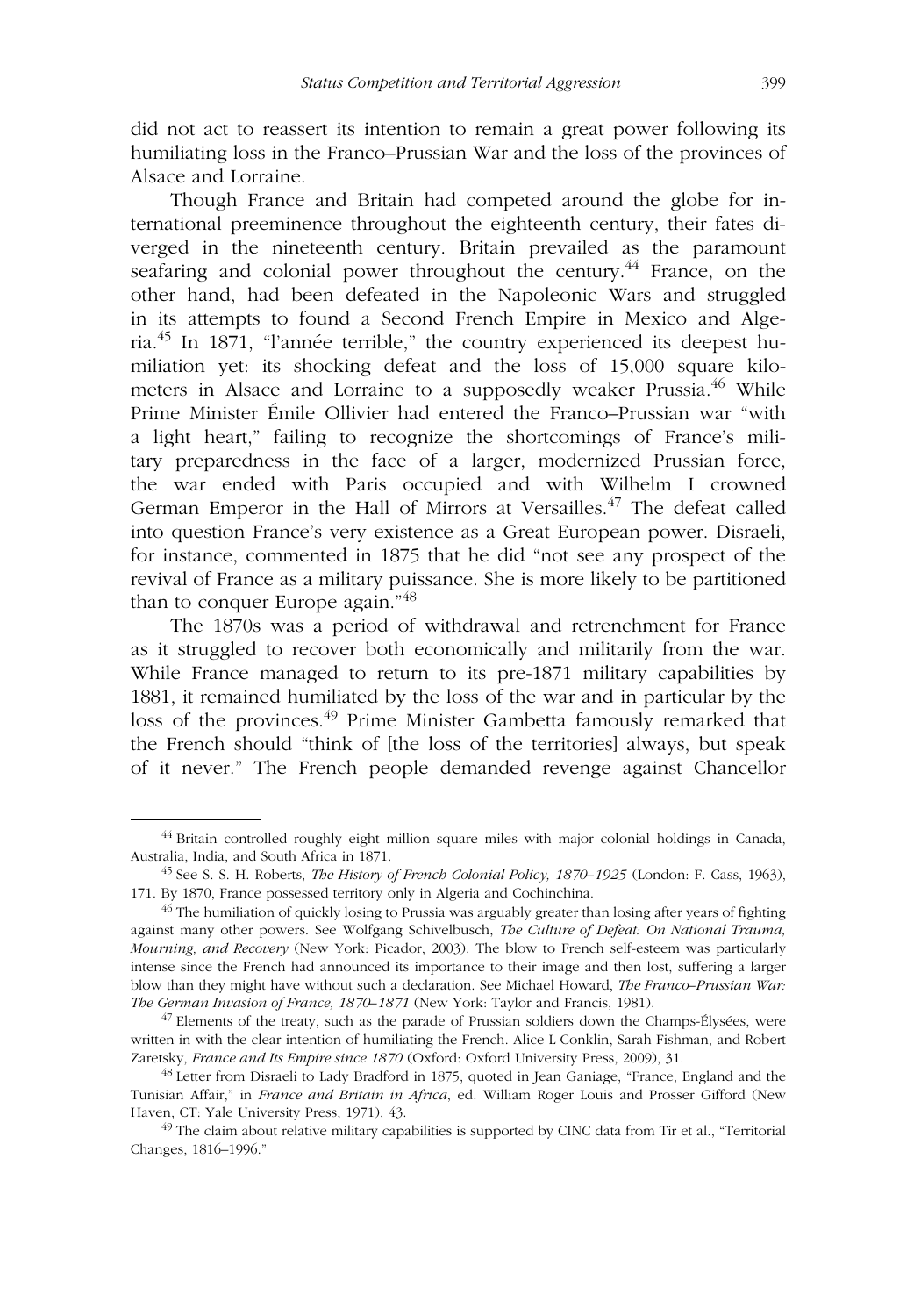did not act to reassert its intention to remain a great power following its humiliating loss in the Franco–Prussian War and the loss of the provinces of Alsace and Lorraine.

Though France and Britain had competed around the globe for international preeminence throughout the eighteenth century, their fates diverged in the nineteenth century. Britain prevailed as the paramount seafaring and colonial power throughout the century.[44] France, on the other hand, had been defeated in the Napoleonic Wars and struggled in its attempts to found a Second French Empire in Mexico and Algeria.[45] In 1871, "l'année terrible," the country experienced its deepest humiliation yet: its shocking defeat and the loss of 15,000 square kilometers in Alsace and Lorraine to a supposedly weaker Prussia.[46] While Prime Minister Émile Ollivier had entered the Franco–Prussian war "with a light heart," failing to recognize the shortcomings of France's military preparedness in the face of a larger, modernized Prussian force, the war ended with Paris occupied and with Wilhelm I crowned German Emperor in the Hall of Mirrors at Versailles.[47] The defeat called into question France's very existence as a Great European power. Disraeli, for instance, commented in 1875 that he did "not see any prospect of the revival of France as a military puissance. She is more likely to be partitioned than to conquer Europe again."[48]

The 1870s was a period of withdrawal and retrenchment for France as it struggled to recover both economically and militarily from the war. While France managed to return to its pre-1871 military capabilities by 1881, it remained humiliated by the loss of the war and in particular by the loss of the provinces.[49] Prime Minister Gambetta famously remarked that the French should "think of [the loss of the territories] always, but speak of it never." The French people demanded revenge against Chancellor

---

[44] Britain controlled roughly eight million square miles with major colonial holdings in Canada, Australia, India, and South Africa in 1871.

[45] See S. S. H. Roberts, *The History of French Colonial Policy, 1870–1925* (London: F. Cass, 1963), 171. By 1870, France possessed territory only in Algeria and Cochinchina.

[46] The humiliation of quickly losing to Prussia was arguably greater than losing after years of fighting against many other powers. See Wolfgang Schivelbusch, *The Culture of Defeat: On National Trauma, Mourning, and Recovery* (New York: Picador, 2003). The blow to French self-esteem was particularly intense since the French had announced its importance to their image and then lost, suffering a larger blow than they might have without such a declaration. See Michael Howard, *The Franco–Prussian War: The German Invasion of France, 1870–1871* (New York: Taylor and Francis, 1981).

[47] Elements of the treaty, such as the parade of Prussian soldiers down the Champs-Élysées, were written in with the clear intention of humiliating the French. Alice L Conklin, Sarah Fishman, and Robert Zaretsky, *France and Its Empire since 1870* (Oxford: Oxford University Press, 2009), 31.

[48] Letter from Disraeli to Lady Bradford in 1875, quoted in Jean Ganiage, "France, England and the Tunisian Affair," in *France and Britain in Africa*, ed. William Roger Louis and Prosser Gifford (New Haven, CT: Yale University Press, 1971), 43.

[49] The claim about relative military capabilities is supported by CINC data from Tir et al., "Territorial Changes, 1816–1996."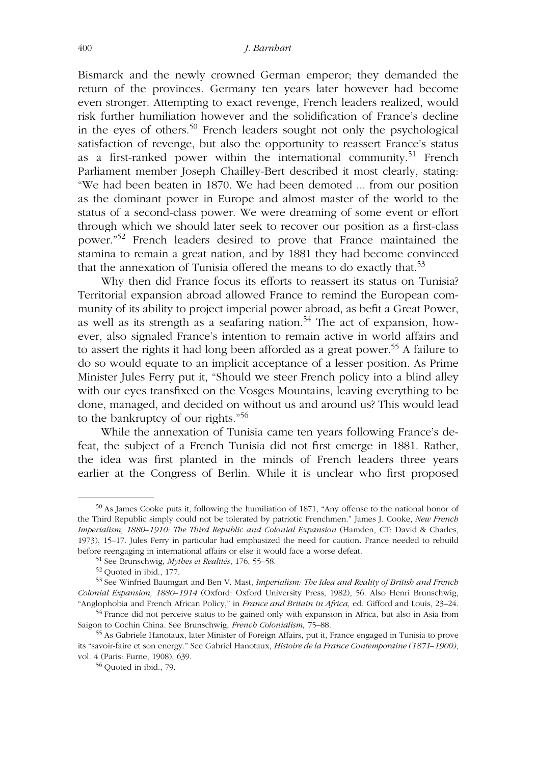Bismarck and the newly crowned German emperor; they demanded the return of the provinces. Germany ten years later however had become even stronger. Attempting to exact revenge, French leaders realized, would risk further humiliation however and the solidification of France's decline in the eyes of others.[50] French leaders sought not only the psychological satisfaction of revenge, but also the opportunity to reassert France's status as a first-ranked power within the international community.[51] French Parliament member Joseph Chailley-Bert described it most clearly, stating: "We had been beaten in 1870. We had been demoted ... from our position as the dominant power in Europe and almost master of the world to the status of a second-class power. We were dreaming of some event or effort through which we should later seek to recover our position as a first-class power."[52] French leaders desired to prove that France maintained the stamina to remain a great nation, and by 1881 they had become convinced that the annexation of Tunisia offered the means to do exactly that.[53]

Why then did France focus its efforts to reassert its status on Tunisia? Territorial expansion abroad allowed France to remind the European community of its ability to project imperial power abroad, as befit a Great Power, as well as its strength as a seafaring nation.[54] The act of expansion, however, also signaled France's intention to remain active in world affairs and to assert the rights it had long been afforded as a great power.[55] A failure to do so would equate to an implicit acceptance of a lesser position. As Prime Minister Jules Ferry put it, "Should we steer French policy into a blind alley with our eyes transfixed on the Vosges Mountains, leaving everything to be done, managed, and decided on without us and around us? This would lead to the bankruptcy of our rights."[56]

While the annexation of Tunisia came ten years following France's defeat, the subject of a French Tunisia did not first emerge in 1881. Rather, the idea was first planted in the minds of French leaders three years earlier at the Congress of Berlin. While it is unclear who first proposed

---

[50] As James Cooke puts it, following the humiliation of 1871, "Any offense to the national honor of the Third Republic simply could not be tolerated by patriotic Frenchmen." James J. Cooke, *New French Imperialism, 1880–1910: The Third Republic and Colonial Expansion* (Hamden, CT: David & Charles, 1973), 15–17. Jules Ferry in particular had emphasized the need for caution. France needed to rebuild before reengaging in international affairs or else it would face a worse defeat.

[51] See Brunschwig, *Mythes et Realités*, 176, 55–58.

[52] Quoted in ibid., 177.

[53] See Winfried Baumgart and Ben V. Mast, *Imperialism: The Idea and Reality of British and French Colonial Expansion, 1880–1914* (Oxford: Oxford University Press, 1982), 56. Also Henri Brunschwig, "Anglophobia and French African Policy," in *France and Britain in Africa,* ed. Gifford and Louis, 23–24.

[54] France did not perceive status to be gained only with expansion in Africa, but also in Asia from Saigon to Cochin China. See Brunschwig, *French Colonialism,* 75–88.

[55] As Gabriele Hanotaux, later Minister of Foreign Affairs, put it, France engaged in Tunisia to prove its "savoir-faire et son energy." See Gabriel Hanotaux, *Histoire de la France Contemporaine (1871–1900)*, vol. 4 (Paris: Furne, 1908), 639.

[56] Quoted in ibid., 79.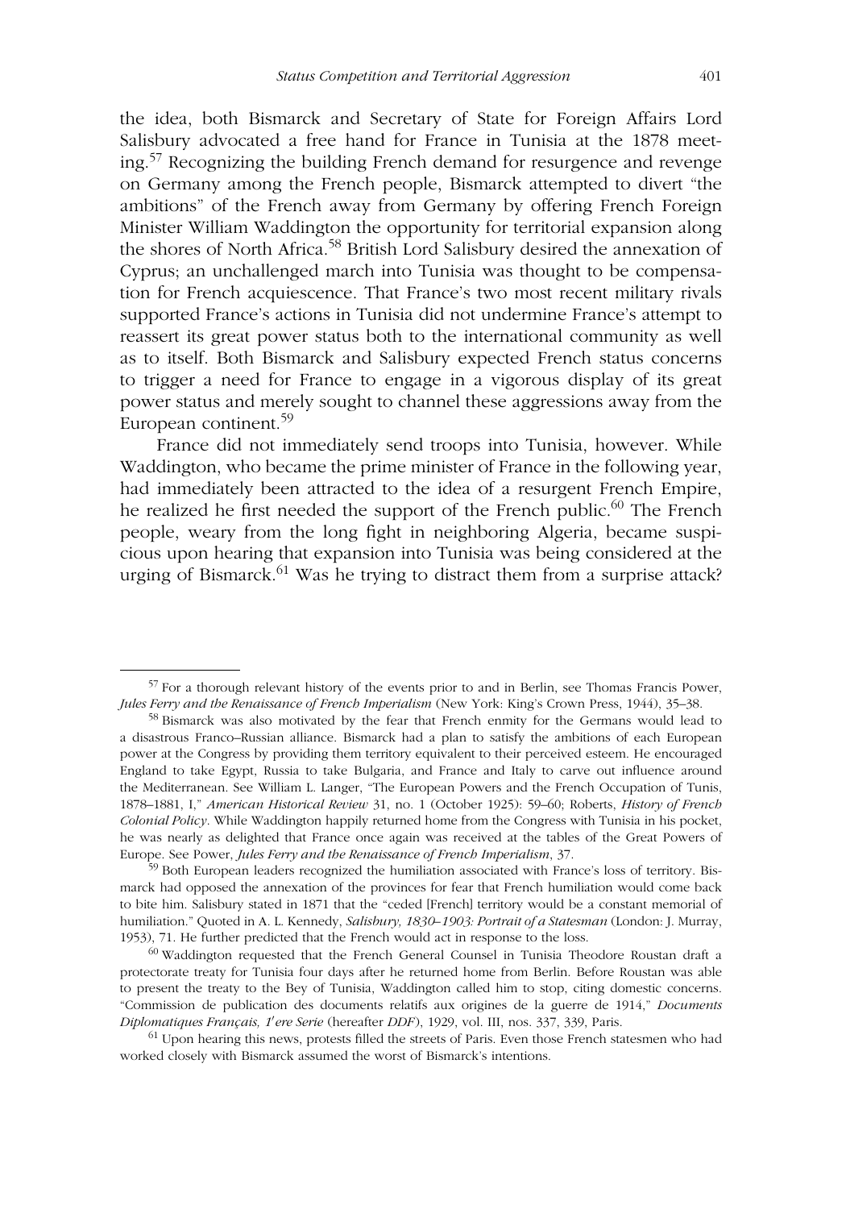the idea, both Bismarck and Secretary of State for Foreign Affairs Lord Salisbury advocated a free hand for France in Tunisia at the 1878 meeting.[57] Recognizing the building French demand for resurgence and revenge on Germany among the French people, Bismarck attempted to divert "the ambitions" of the French away from Germany by offering French Foreign Minister William Waddington the opportunity for territorial expansion along the shores of North Africa.[58] British Lord Salisbury desired the annexation of Cyprus; an unchallenged march into Tunisia was thought to be compensation for French acquiescence. That France's two most recent military rivals supported France's actions in Tunisia did not undermine France's attempt to reassert its great power status both to the international community as well as to itself. Both Bismarck and Salisbury expected French status concerns to trigger a need for France to engage in a vigorous display of its great power status and merely sought to channel these aggressions away from the European continent.[59]

France did not immediately send troops into Tunisia, however. While Waddington, who became the prime minister of France in the following year, had immediately been attracted to the idea of a resurgent French Empire, he realized he first needed the support of the French public.[60] The French people, weary from the long fight in neighboring Algeria, became suspicious upon hearing that expansion into Tunisia was being considered at the urging of Bismarck.[61] Was he trying to distract them from a surprise attack?

---

[57] For a thorough relevant history of the events prior to and in Berlin, see Thomas Francis Power, *Jules Ferry and the Renaissance of French Imperialism* (New York: King's Crown Press, 1944), 35–38.

[58] Bismarck was also motivated by the fear that French enmity for the Germans would lead to a disastrous Franco–Russian alliance. Bismarck had a plan to satisfy the ambitions of each European power at the Congress by providing them territory equivalent to their perceived esteem. He encouraged England to take Egypt, Russia to take Bulgaria, and France and Italy to carve out influence around the Mediterranean. See William L. Langer, "The European Powers and the French Occupation of Tunis, 1878–1881, I," *American Historical Review* 31, no. 1 (October 1925): 59–60; Roberts, *History of French Colonial Policy*. While Waddington happily returned home from the Congress with Tunisia in his pocket, he was nearly as delighted that France once again was received at the tables of the Great Powers of Europe. See Power, *Jules Ferry and the Renaissance of French Imperialism*, 37.

[59] Both European leaders recognized the humiliation associated with France's loss of territory. Bismarck had opposed the annexation of the provinces for fear that French humiliation would come back to bite him. Salisbury stated in 1871 that the "ceded [French] territory would be a constant memorial of humiliation." Quoted in A. L. Kennedy, *Salisbury, 1830–1903: Portrait of a Statesman* (London: J. Murray, 1953), 71. He further predicted that the French would act in response to the loss.

[60] Waddington requested that the French General Counsel in Tunisia Theodore Roustan draft a protectorate treaty for Tunisia four days after he returned home from Berlin. Before Roustan was able to present the treaty to the Bey of Tunisia, Waddington called him to stop, citing domestic concerns. "Commission de publication des documents relatifs aux origines de la guerre de 1914," *Documents Diplomatiques Français, 1'ere Serie* (hereafter *DDF*), 1929, vol. III, nos. 337, 339, Paris.

[61] Upon hearing this news, protests filled the streets of Paris. Even those French statesmen who had worked closely with Bismarck assumed the worst of Bismarck's intentions.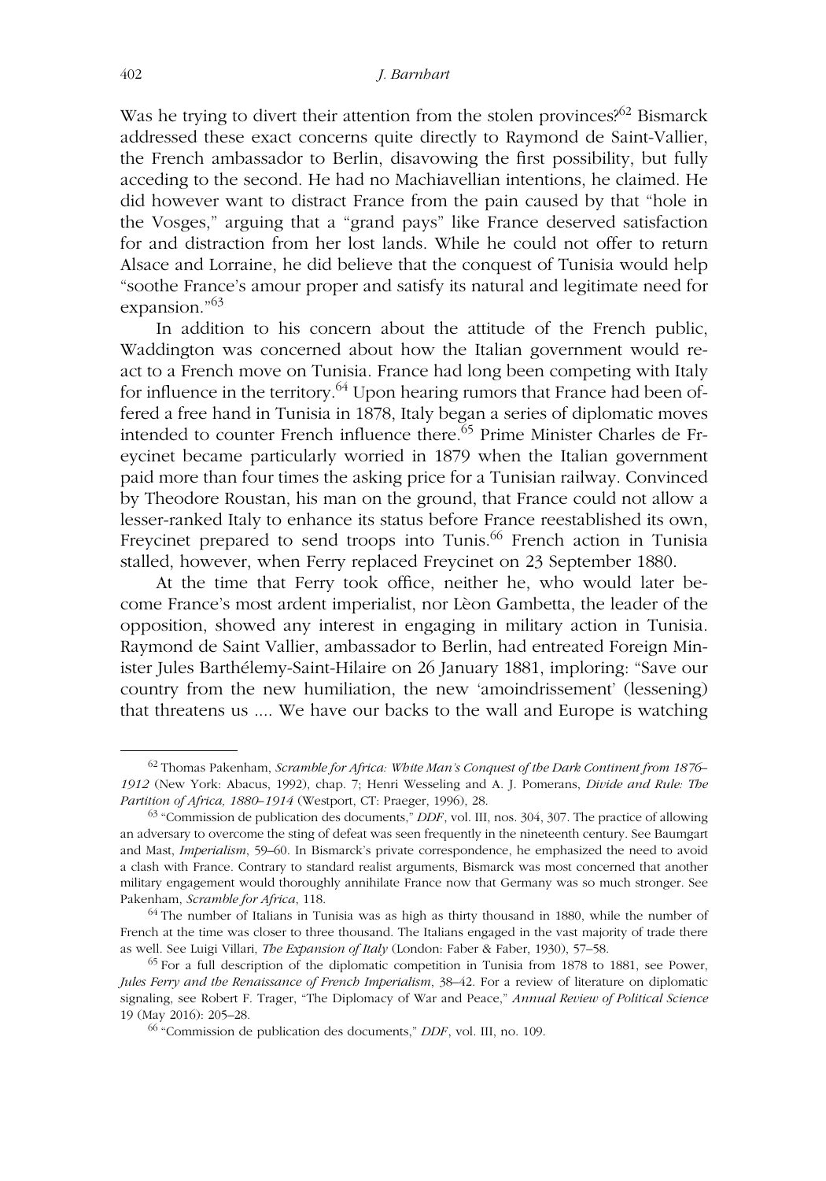Was he trying to divert their attention from the stolen provinces?[62] Bismarck addressed these exact concerns quite directly to Raymond de Saint-Vallier, the French ambassador to Berlin, disavowing the first possibility, but fully acceding to the second. He had no Machiavellian intentions, he claimed. He did however want to distract France from the pain caused by that "hole in the Vosges," arguing that a "grand pays" like France deserved satisfaction for and distraction from her lost lands. While he could not offer to return Alsace and Lorraine, he did believe that the conquest of Tunisia would help "soothe France's amour proper and satisfy its natural and legitimate need for expansion."[63]

In addition to his concern about the attitude of the French public, Waddington was concerned about how the Italian government would react to a French move on Tunisia. France had long been competing with Italy for influence in the territory.[64] Upon hearing rumors that France had been offered a free hand in Tunisia in 1878, Italy began a series of diplomatic moves intended to counter French influence there.[65] Prime Minister Charles de Freycinet became particularly worried in 1879 when the Italian government paid more than four times the asking price for a Tunisian railway. Convinced by Theodore Roustan, his man on the ground, that France could not allow a lesser-ranked Italy to enhance its status before France reestablished its own, Freycinet prepared to send troops into Tunis.[66] French action in Tunisia stalled, however, when Ferry replaced Freycinet on 23 September 1880.

At the time that Ferry took office, neither he, who would later become France's most ardent imperialist, nor Lèon Gambetta, the leader of the opposition, showed any interest in engaging in military action in Tunisia. Raymond de Saint Vallier, ambassador to Berlin, had entreated Foreign Minister Jules Barthélemy-Saint-Hilaire on 26 January 1881, imploring: "Save our country from the new humiliation, the new 'amoindrissement' (lessening) that threatens us .... We have our backs to the wall and Europe is watching

---

[62] Thomas Pakenham, *Scramble for Africa: White Man's Conquest of the Dark Continent from 1876–1912* (New York: Abacus, 1992), chap. 7; Henri Wesseling and A. J. Pomerans, *Divide and Rule: The Partition of Africa, 1880–1914* (Westport, CT: Praeger, 1996), 28.

[63] "Commission de publication des documents," *DDF*, vol. III, nos. 304, 307. The practice of allowing an adversary to overcome the sting of defeat was seen frequently in the nineteenth century. See Baumgart and Mast, *Imperialism*, 59–60. In Bismarck's private correspondence, he emphasized the need to avoid a clash with France. Contrary to standard realist arguments, Bismarck was most concerned that another military engagement would thoroughly annihilate France now that Germany was so much stronger. See Pakenham, *Scramble for Africa*, 118.

[64] The number of Italians in Tunisia was as high as thirty thousand in 1880, while the number of French at the time was closer to three thousand. The Italians engaged in the vast majority of trade there as well. See Luigi Villari, *The Expansion of Italy* (London: Faber & Faber, 1930), 57–58.

[65] For a full description of the diplomatic competition in Tunisia from 1878 to 1881, see Power, *Jules Ferry and the Renaissance of French Imperialism*, 38–42. For a review of literature on diplomatic signaling, see Robert F. Trager, "The Diplomacy of War and Peace," *Annual Review of Political Science* 19 (May 2016): 205–28.

[66] "Commission de publication des documents," *DDF*, vol. III, no. 109.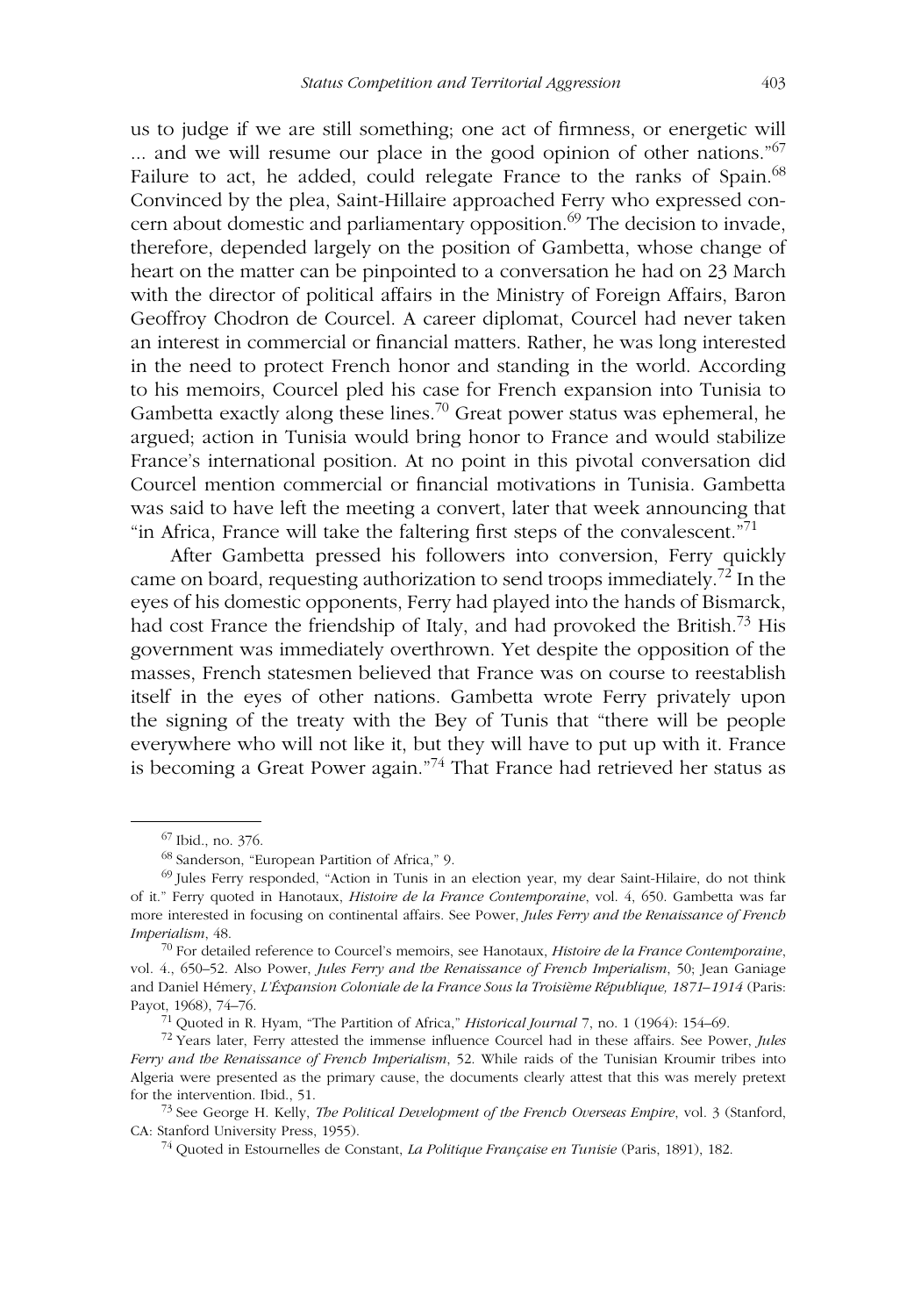us to judge if we are still something; one act of firmness, or energetic will ... and we will resume our place in the good opinion of other nations."[67] Failure to act, he added, could relegate France to the ranks of Spain.[68] Convinced by the plea, Saint-Hillaire approached Ferry who expressed concern about domestic and parliamentary opposition.[69] The decision to invade, therefore, depended largely on the position of Gambetta, whose change of heart on the matter can be pinpointed to a conversation he had on 23 March with the director of political affairs in the Ministry of Foreign Affairs, Baron Geoffroy Chodron de Courcel. A career diplomat, Courcel had never taken an interest in commercial or financial matters. Rather, he was long interested in the need to protect French honor and standing in the world. According to his memoirs, Courcel pled his case for French expansion into Tunisia to Gambetta exactly along these lines.[70] Great power status was ephemeral, he argued; action in Tunisia would bring honor to France and would stabilize France's international position. At no point in this pivotal conversation did Courcel mention commercial or financial motivations in Tunisia. Gambetta was said to have left the meeting a convert, later that week announcing that "in Africa, France will take the faltering first steps of the convalescent."[71]

After Gambetta pressed his followers into conversion, Ferry quickly came on board, requesting authorization to send troops immediately.[72] In the eyes of his domestic opponents, Ferry had played into the hands of Bismarck, had cost France the friendship of Italy, and had provoked the British.[73] His government was immediately overthrown. Yet despite the opposition of the masses, French statesmen believed that France was on course to reestablish itself in the eyes of other nations. Gambetta wrote Ferry privately upon the signing of the treaty with the Bey of Tunis that "there will be people everywhere who will not like it, but they will have to put up with it. France is becoming a Great Power again."[74] That France had retrieved her status as

---

[67] Ibid., no. 376.

[68] Sanderson, "European Partition of Africa," 9.

[69] Jules Ferry responded, "Action in Tunis in an election year, my dear Saint-Hilaire, do not think of it." Ferry quoted in Hanotaux, *Histoire de la France Contemporaine*, vol. 4, 650. Gambetta was far more interested in focusing on continental affairs. See Power, *Jules Ferry and the Renaissance of French Imperialism*, 48.

[70] For detailed reference to Courcel's memoirs, see Hanotaux, *Histoire de la France Contemporaine*, vol. 4., 650–52. Also Power, *Jules Ferry and the Renaissance of French Imperialism*, 50; Jean Ganiage and Daniel Hémery, *L'Expansion Coloniale de la France Sous la Troisième République, 1871–1914* (Paris: Payot, 1968), 74–76.

[71] Quoted in R. Hyam, "The Partition of Africa," *Historical Journal* 7, no. 1 (1964): 154–69.

[72] Years later, Ferry attested the immense influence Courcel had in these affairs. See Power, *Jules Ferry and the Renaissance of French Imperialism*, 52. While raids of the Tunisian Kroumir tribes into Algeria were presented as the primary cause, the documents clearly attest that this was merely pretext for the intervention. Ibid., 51.

[73] See George H. Kelly, *The Political Development of the French Overseas Empire*, vol. 3 (Stanford, CA: Stanford University Press, 1955).

[74] Quoted in Estournelles de Constant, *La Politique Française en Tunisie* (Paris, 1891), 182.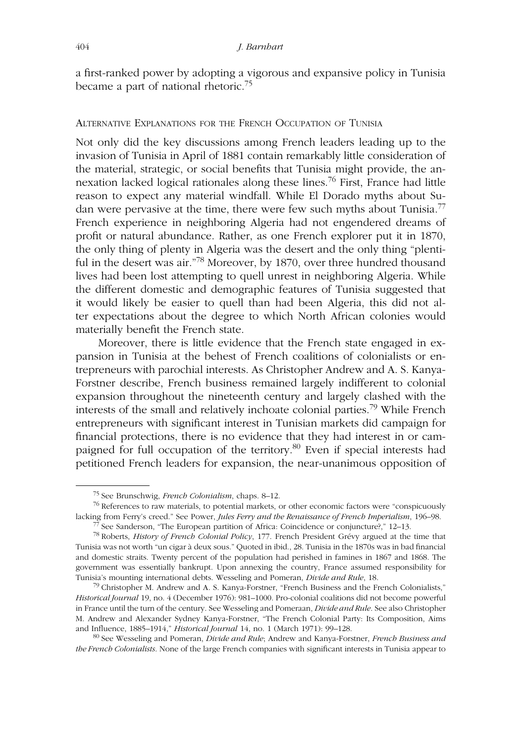a first-ranked power by adopting a vigorous and expansive policy in Tunisia became a part of national rhetoric.[75]

## Alternative Explanations for the French Occupation of Tunisia

Not only did the key discussions among French leaders leading up to the invasion of Tunisia in April of 1881 contain remarkably little consideration of the material, strategic, or social benefits that Tunisia might provide, the annexation lacked logical rationales along these lines.[76] First, France had little reason to expect any material windfall. While El Dorado myths about Sudan were pervasive at the time, there were few such myths about Tunisia.[77] French experience in neighboring Algeria had not engendered dreams of profit or natural abundance. Rather, as one French explorer put it in 1870, the only thing of plenty in Algeria was the desert and the only thing "plentiful in the desert was air."[78] Moreover, by 1870, over three hundred thousand lives had been lost attempting to quell unrest in neighboring Algeria. While the different domestic and demographic features of Tunisia suggested that it would likely be easier to quell than had been Algeria, this did not alter expectations about the degree to which North African colonies would materially benefit the French state.

Moreover, there is little evidence that the French state engaged in expansion in Tunisia at the behest of French coalitions of colonialists or entrepreneurs with parochial interests. As Christopher Andrew and A. S. Kanya-Forstner describe, French business remained largely indifferent to colonial expansion throughout the nineteenth century and largely clashed with the interests of the small and relatively inchoate colonial parties.[79] While French entrepreneurs with significant interest in Tunisian markets did campaign for financial protections, there is no evidence that they had interest in or campaigned for full occupation of the territory.[80] Even if special interests had petitioned French leaders for expansion, the near-unanimous opposition of

---

[75] See Brunschwig, *French Colonialism*, chaps. 8–12.

[76] References to raw materials, to potential markets, or other economic factors were "conspicuously lacking from Ferry's creed." See Power, *Jules Ferry and the Renaissance of French Imperialism*, 196–98.

[77] See Sanderson, "The European partition of Africa: Coincidence or conjuncture?," 12–13.

[78] Roberts, *History of French Colonial Policy*, 177. French President Grévy argued at the time that Tunisia was not worth "un cigar à deux sous." Quoted in ibid., 28. Tunisia in the 1870s was in bad financial and domestic straits. Twenty percent of the population had perished in famines in 1867 and 1868. The government was essentially bankrupt. Upon annexing the country, France assumed responsibility for Tunisia's mounting international debts. Wesseling and Pomeran, *Divide and Rule*, 18.

[79] Christopher M. Andrew and A. S. Kanya-Forstner, "French Business and the French Colonialists," *Historical Journal* 19, no. 4 (December 1976): 981–1000. Pro-colonial coalitions did not become powerful in France until the turn of the century. See Wesseling and Pomeraan, *Divide and Rule*. See also Christopher M. Andrew and Alexander Sydney Kanya-Forstner, "The French Colonial Party: Its Composition, Aims and Influence, 1885–1914," *Historical Journal* 14, no. 1 (March 1971): 99–128.

[80] See Wesseling and Pomeran, *Divide and Rule*; Andrew and Kanya-Forstner, *French Business and the French Colonialists*. None of the large French companies with significant interests in Tunisia appear to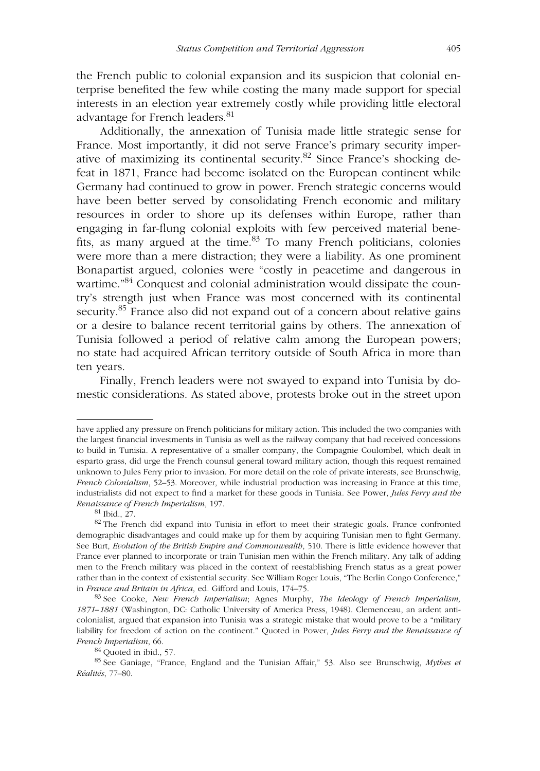the French public to colonial expansion and its suspicion that colonial enterprise benefited the few while costing the many made support for special interests in an election year extremely costly while providing little electoral advantage for French leaders.[81]

Additionally, the annexation of Tunisia made little strategic sense for France. Most importantly, it did not serve France's primary security imperative of maximizing its continental security.[82] Since France's shocking defeat in 1871, France had become isolated on the European continent while Germany had continued to grow in power. French strategic concerns would have been better served by consolidating French economic and military resources in order to shore up its defenses within Europe, rather than engaging in far-flung colonial exploits with few perceived material benefits, as many argued at the time.[83] To many French politicians, colonies were more than a mere distraction; they were a liability. As one prominent Bonapartist argued, colonies were "costly in peacetime and dangerous in wartime."[84] Conquest and colonial administration would dissipate the country's strength just when France was most concerned with its continental security.[85] France also did not expand out of a concern about relative gains or a desire to balance recent territorial gains by others. The annexation of Tunisia followed a period of relative calm among the European powers; no state had acquired African territory outside of South Africa in more than ten years.

Finally, French leaders were not swayed to expand into Tunisia by domestic considerations. As stated above, protests broke out in the street upon

---

have applied any pressure on French politicians for military action. This included the two companies with the largest financial investments in Tunisia as well as the railway company that had received concessions to build in Tunisia. A representative of a smaller company, the Compagnie Coulombel, which dealt in esparto grass, did urge the French counsul general toward military action, though this request remained unknown to Jules Ferry prior to invasion. For more detail on the role of private interests, see Brunschwig, *French Colonialism*, 52–53. Moreover, while industrial production was increasing in France at this time, industrialists did not expect to find a market for these goods in Tunisia. See Power, *Jules Ferry and the Renaissance of French Imperialism*, 197.

[81] Ibid., 27.

[82] The French did expand into Tunisia in effort to meet their strategic goals. France confronted demographic disadvantages and could make up for them by acquiring Tunisian men to fight Germany. See Burt, *Evolution of the British Empire and Commonwealth*, 510. There is little evidence however that France ever planned to incorporate or train Tunisian men within the French military. Any talk of adding men to the French military was placed in the context of reestablishing French status as a great power rather than in the context of existential security. See William Roger Louis, "The Berlin Congo Conference," in *France and Britain in Africa*, ed. Gifford and Louis, 174–75.

[83] See Cooke, *New French Imperialism*; Agnes Murphy, *The Ideology of French Imperialism, 1871–1881* (Washington, DC: Catholic University of America Press, 1948). Clemenceau, an ardent anti-colonialist, argued that expansion into Tunisia was a strategic mistake that would prove to be a "military liability for freedom of action on the continent." Quoted in Power, *Jules Ferry and the Renaissance of French Imperialism*, 66.

[84] Quoted in ibid., 57.

[85] See Ganiage, "France, England and the Tunisian Affair," 53. Also see Brunschwig, *Mythes et Réalités*, 77–80.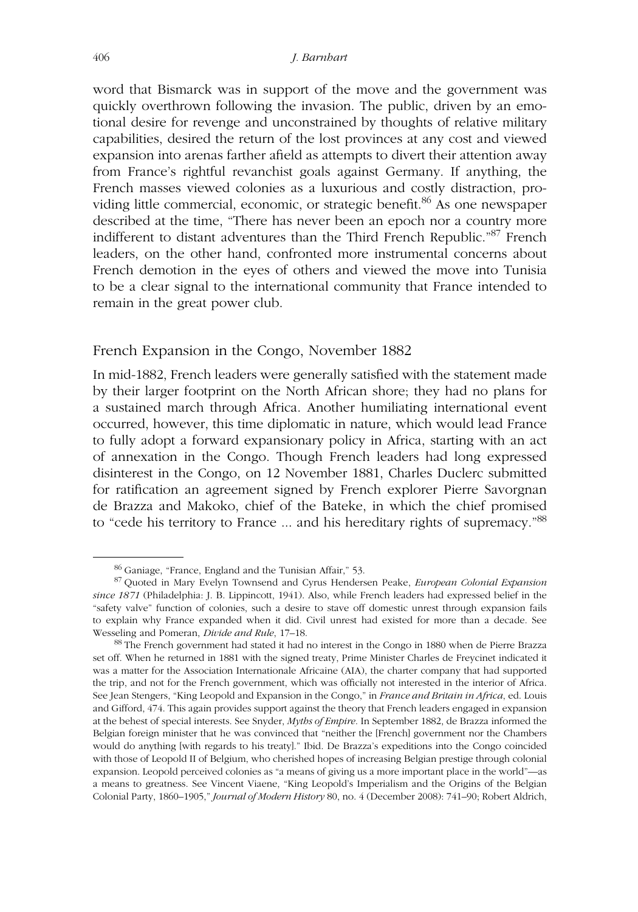word that Bismarck was in support of the move and the government was quickly overthrown following the invasion. The public, driven by an emotional desire for revenge and unconstrained by thoughts of relative military capabilities, desired the return of the lost provinces at any cost and viewed expansion into arenas farther afield as attempts to divert their attention away from France's rightful revanchist goals against Germany. If anything, the French masses viewed colonies as a luxurious and costly distraction, providing little commercial, economic, or strategic benefit.[86] As one newspaper described at the time, "There has never been an epoch nor a country more indifferent to distant adventures than the Third French Republic."[87] French leaders, on the other hand, confronted more instrumental concerns about French demotion in the eyes of others and viewed the move into Tunisia to be a clear signal to the international community that France intended to remain in the great power club.

## French Expansion in the Congo, November 1882

In mid-1882, French leaders were generally satisfied with the statement made by their larger footprint on the North African shore; they had no plans for a sustained march through Africa. Another humiliating international event occurred, however, this time diplomatic in nature, which would lead France to fully adopt a forward expansionary policy in Africa, starting with an act of annexation in the Congo. Though French leaders had long expressed disinterest in the Congo, on 12 November 1881, Charles Duclerc submitted for ratification an agreement signed by French explorer Pierre Savorgnan de Brazza and Makoko, chief of the Bateke, in which the chief promised to "cede his territory to France ... and his hereditary rights of supremacy."[88]

---

[86] Ganiage, "France, England and the Tunisian Affair," 53.

[87] Quoted in Mary Evelyn Townsend and Cyrus Hendersen Peake, *European Colonial Expansion since 1871* (Philadelphia: J. B. Lippincott, 1941). Also, while French leaders had expressed belief in the "safety valve" function of colonies, such a desire to stave off domestic unrest through expansion fails to explain why France expanded when it did. Civil unrest had existed for more than a decade. See Wesseling and Pomeran, *Divide and Rule*, 17–18.

[88] The French government had stated it had no interest in the Congo in 1880 when de Pierre Brazza set off. When he returned in 1881 with the signed treaty, Prime Minister Charles de Freycinet indicated it was a matter for the Association Internationale Africaine (AIA), the charter company that had supported the trip, and not for the French government, which was officially not interested in the interior of Africa. See Jean Stengers, "King Leopold and Expansion in the Congo," in *France and Britain in Africa*, ed. Louis and Gifford, 474. This again provides support against the theory that French leaders engaged in expansion at the behest of special interests. See Snyder, *Myths of Empire*. In September 1882, de Brazza informed the Belgian foreign minister that he was convinced that "neither the [French] government nor the Chambers would do anything [with regards to his treaty]." Ibid. De Brazza's expeditions into the Congo coincided with those of Leopold II of Belgium, who cherished hopes of increasing Belgian prestige through colonial expansion. Leopold perceived colonies as "a means of giving us a more important place in the world"—as a means to greatness. See Vincent Viaene, "King Leopold's Imperialism and the Origins of the Belgian Colonial Party, 1860–1905," *Journal of Modern History* 80, no. 4 (December 2008): 741–90; Robert Aldrich,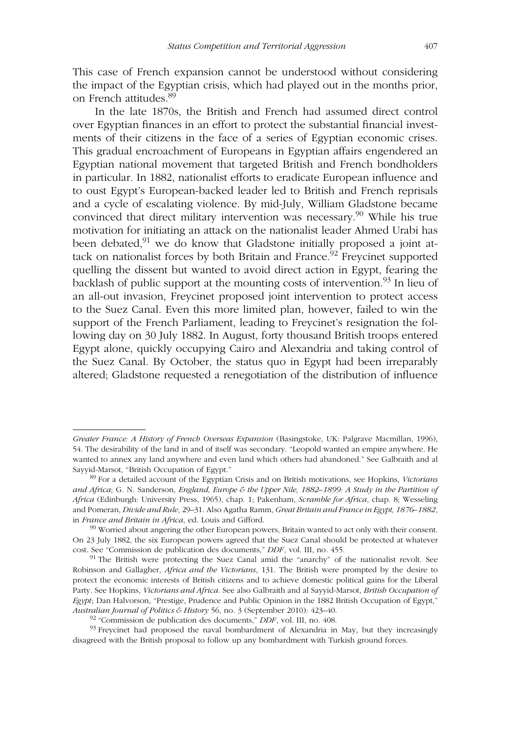This case of French expansion cannot be understood without considering the impact of the Egyptian crisis, which had played out in the months prior, on French attitudes.[89]

In the late 1870s, the British and French had assumed direct control over Egyptian finances in an effort to protect the substantial financial investments of their citizens in the face of a series of Egyptian economic crises. This gradual encroachment of Europeans in Egyptian affairs engendered an Egyptian national movement that targeted British and French bondholders in particular. In 1882, nationalist efforts to eradicate European influence and to oust Egypt's European-backed leader led to British and French reprisals and a cycle of escalating violence. By mid-July, William Gladstone became convinced that direct military intervention was necessary.[90] While his true motivation for initiating an attack on the nationalist leader Ahmed Urabi has been debated,[91] we do know that Gladstone initially proposed a joint attack on nationalist forces by both Britain and France.[92] Freycinet supported quelling the dissent but wanted to avoid direct action in Egypt, fearing the backlash of public support at the mounting costs of intervention.[93] In lieu of an all-out invasion, Freycinet proposed joint intervention to protect access to the Suez Canal. Even this more limited plan, however, failed to win the support of the French Parliament, leading to Freycinet's resignation the following day on 30 July 1882. In August, forty thousand British troops entered Egypt alone, quickly occupying Cairo and Alexandria and taking control of the Suez Canal. By October, the status quo in Egypt had been irreparably altered; Gladstone requested a renegotiation of the distribution of influence

---

*Greater France: A History of French Overseas Expansion* (Basingstoke, UK: Palgrave Macmillan, 1996), 54. The desirability of the land in and of itself was secondary. "Leopold wanted an empire anywhere. He wanted to annex any land anywhere and even land which others had abandoned." See Galbraith and al Sayyid-Marsot, "British Occupation of Egypt."

[89] For a detailed account of the Egyptian Crisis and on British motivations, see Hopkins, *Victorians and Africa*; G. N. Sanderson, *England, Europe & the Upper Nile, 1882–1899: A Study in the Partition of Africa* (Edinburgh: University Press, 1965), chap. 1; Pakenham, *Scramble for Africa*, chap. 8; Wesseling and Pomeran, *Divide and Rule*, 29–31. Also Agatha Ramm, *Great Britain and France in Egypt, 1876–1882*, in *France and Britain in Africa*, ed. Louis and Gifford.

[90] Worried about angering the other European powers, Britain wanted to act only with their consent. On 23 July 1882, the six European powers agreed that the Suez Canal should be protected at whatever cost. See "Commission de publication des documents," *DDF*, vol. III, no. 455.

[91] The British were protecting the Suez Canal amid the "anarchy" of the nationalist revolt. See Robinson and Gallagher, *Africa and the Victorians*, 131. The British were prompted by the desire to protect the economic interests of British citizens and to achieve domestic political gains for the Liberal Party. See Hopkins, *Victorians and Africa*. See also Galbraith and al Sayyid-Marsot, *British Occupation of Egypt*; Dan Halvorson, "Prestige, Prudence and Public Opinion in the 1882 British Occupation of Egypt," *Australian Journal of Politics & History* 56, no. 3 (September 2010): 423–40.

[92] "Commission de publication des documents," *DDF*, vol. III, no. 408.

[93] Freycinet had proposed the naval bombardment of Alexandria in May, but they increasingly disagreed with the British proposal to follow up any bombardment with Turkish ground forces.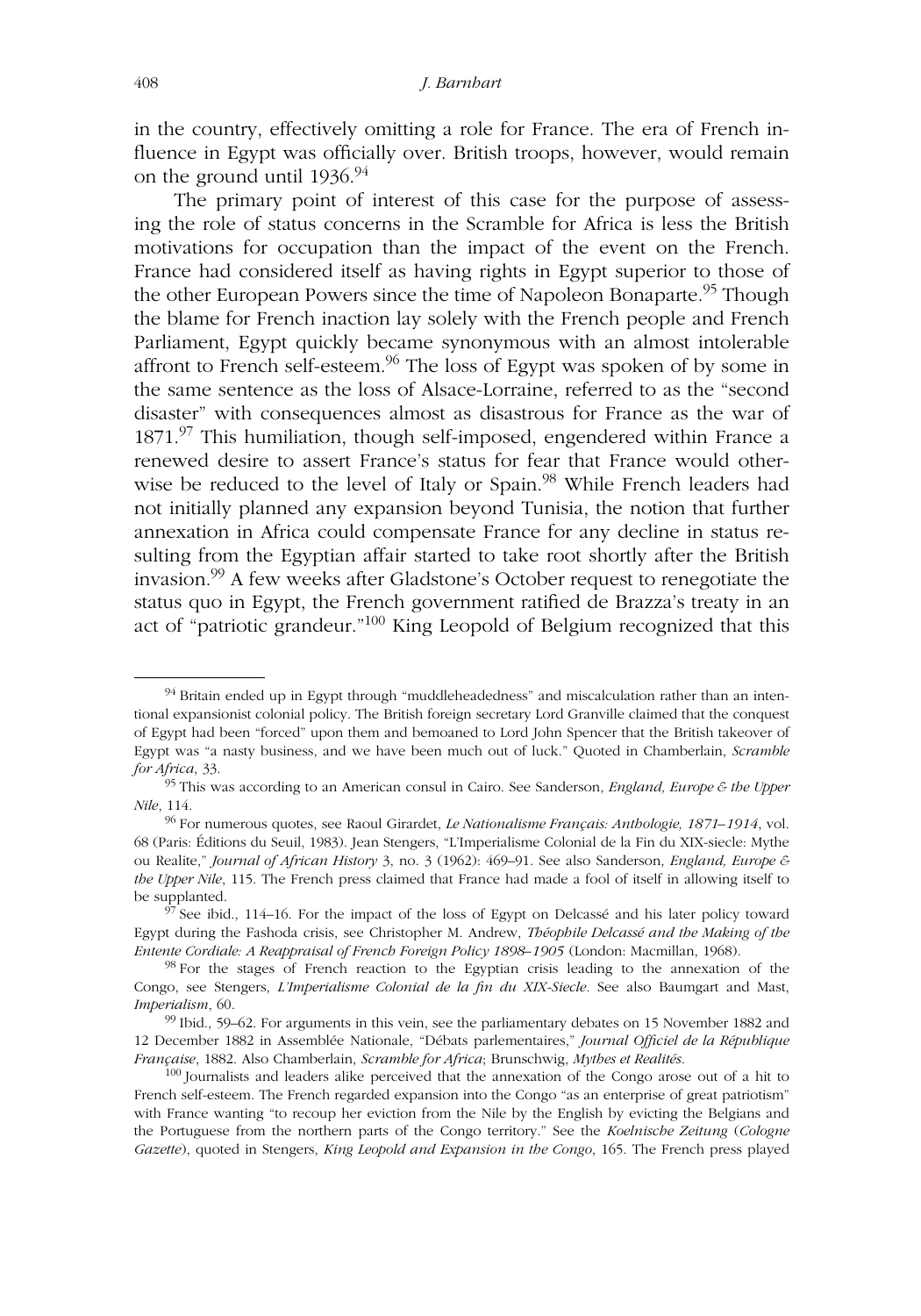in the country, effectively omitting a role for France. The era of French influence in Egypt was officially over. British troops, however, would remain on the ground until 1936.[94]

The primary point of interest of this case for the purpose of assessing the role of status concerns in the Scramble for Africa is less the British motivations for occupation than the impact of the event on the French. France had considered itself as having rights in Egypt superior to those of the other European Powers since the time of Napoleon Bonaparte.[95] Though the blame for French inaction lay solely with the French people and French Parliament, Egypt quickly became synonymous with an almost intolerable affront to French self-esteem.[96] The loss of Egypt was spoken of by some in the same sentence as the loss of Alsace-Lorraine, referred to as the "second disaster" with consequences almost as disastrous for France as the war of 1871.[97] This humiliation, though self-imposed, engendered within France a renewed desire to assert France's status for fear that France would otherwise be reduced to the level of Italy or Spain.[98] While French leaders had not initially planned any expansion beyond Tunisia, the notion that further annexation in Africa could compensate France for any decline in status resulting from the Egyptian affair started to take root shortly after the British invasion.[99] A few weeks after Gladstone's October request to renegotiate the status quo in Egypt, the French government ratified de Brazza's treaty in an act of "patriotic grandeur."[100] King Leopold of Belgium recognized that this

---

[94] Britain ended up in Egypt through "muddleheadedness" and miscalculation rather than an intentional expansionist colonial policy. The British foreign secretary Lord Granville claimed that the conquest of Egypt had been "forced" upon them and bemoaned to Lord John Spencer that the British takeover of Egypt was "a nasty business, and we have been much out of luck." Quoted in Chamberlain, *Scramble for Africa*, 33.

[95] This was according to an American consul in Cairo. See Sanderson, *England, Europe & the Upper Nile*, 114.

[96] For numerous quotes, see Raoul Girardet, *Le Nationalisme Français: Anthologie, 1871–1914*, vol. 68 (Paris: Éditions du Seuil, 1983). Jean Stengers, "L'Imperialisme Colonial de la Fin du XIX-siecle: Mythe ou Realite," *Journal of African History* 3, no. 3 (1962): 469–91. See also Sanderson, *England, Europe & the Upper Nile*, 115. The French press claimed that France had made a fool of itself in allowing itself to be supplanted.

[97] See ibid., 114–16. For the impact of the loss of Egypt on Delcassé and his later policy toward Egypt during the Fashoda crisis, see Christopher M. Andrew, *Théophile Delcassé and the Making of the Entente Cordiale: A Reappraisal of French Foreign Policy 1898–1905* (London: Macmillan, 1968).

[98] For the stages of French reaction to the Egyptian crisis leading to the annexation of the Congo, see Stengers, *L'Imperialisme Colonial de la fin du XIX-Siecle*. See also Baumgart and Mast, *Imperialism*, 60.

[99] Ibid., 59–62. For arguments in this vein, see the parliamentary debates on 15 November 1882 and 12 December 1882 in Assemblée Nationale, "Débats parlementaires," *Journal Officiel de la République Française*, 1882. Also Chamberlain, *Scramble for Africa*; Brunschwig, *Mythes et Realités*.

[100] Journalists and leaders alike perceived that the annexation of the Congo arose out of a hit to French self-esteem. The French regarded expansion into the Congo "as an enterprise of great patriotism" with France wanting "to recoup her eviction from the Nile by the English by evicting the Belgians and the Portuguese from the northern parts of the Congo territory." See the *Koelnische Zeitung* (*Cologne Gazette*), quoted in Stengers, *King Leopold and Expansion in the Congo*, 165. The French press played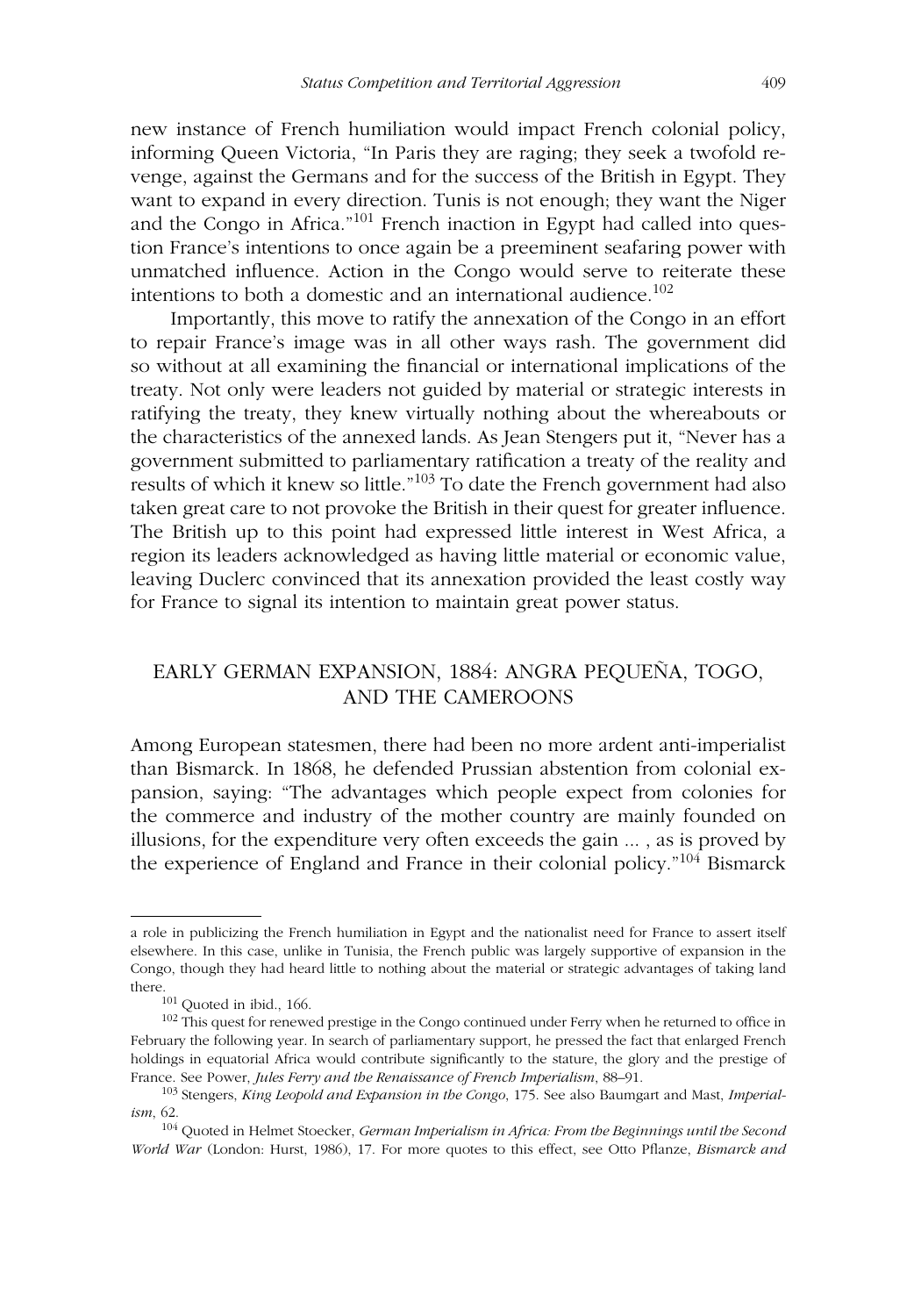new instance of French humiliation would impact French colonial policy, informing Queen Victoria, "In Paris they are raging; they seek a twofold revenge, against the Germans and for the success of the British in Egypt. They want to expand in every direction. Tunis is not enough; they want the Niger and the Congo in Africa."[101] French inaction in Egypt had called into question France's intentions to once again be a preeminent seafaring power with unmatched influence. Action in the Congo would serve to reiterate these intentions to both a domestic and an international audience.[102]

Importantly, this move to ratify the annexation of the Congo in an effort to repair France's image was in all other ways rash. The government did so without at all examining the financial or international implications of the treaty. Not only were leaders not guided by material or strategic interests in ratifying the treaty, they knew virtually nothing about the whereabouts or the characteristics of the annexed lands. As Jean Stengers put it, "Never has a government submitted to parliamentary ratification a treaty of the reality and results of which it knew so little."[103] To date the French government had also taken great care to not provoke the British in their quest for greater influence. The British up to this point had expressed little interest in West Africa, a region its leaders acknowledged as having little material or economic value, leaving Duclerc convinced that its annexation provided the least costly way for France to signal its intention to maintain great power status.

## EARLY GERMAN EXPANSION, 1884: ANGRA PEQUEÑA, TOGO, AND THE CAMEROONS

Among European statesmen, there had been no more ardent anti-imperialist than Bismarck. In 1868, he defended Prussian abstention from colonial expansion, saying: "The advantages which people expect from colonies for the commerce and industry of the mother country are mainly founded on illusions, for the expenditure very often exceeds the gain ... , as is proved by the experience of England and France in their colonial policy."[104] Bismarck

---

a role in publicizing the French humiliation in Egypt and the nationalist need for France to assert itself elsewhere. In this case, unlike in Tunisia, the French public was largely supportive of expansion in the Congo, though they had heard little to nothing about the material or strategic advantages of taking land there.

[101] Quoted in ibid., 166.

[102] This quest for renewed prestige in the Congo continued under Ferry when he returned to office in February the following year. In search of parliamentary support, he pressed the fact that enlarged French holdings in equatorial Africa would contribute significantly to the stature, the glory and the prestige of France. See Power, *Jules Ferry and the Renaissance of French Imperialism*, 88–91.

[103] Stengers, *King Leopold and Expansion in the Congo*, 175. See also Baumgart and Mast, *Imperialism*, 62.

[104] Quoted in Helmet Stoecker, *German Imperialism in Africa: From the Beginnings until the Second World War* (London: Hurst, 1986), 17. For more quotes to this effect, see Otto Pflanze, *Bismarck and*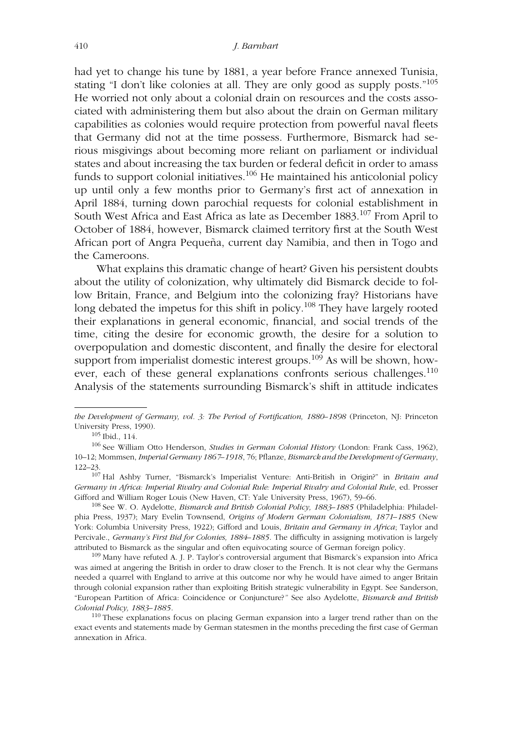had yet to change his tune by 1881, a year before France annexed Tunisia, stating "I don't like colonies at all. They are only good as supply posts."[105] He worried not only about a colonial drain on resources and the costs associated with administering them but also about the drain on German military capabilities as colonies would require protection from powerful naval fleets that Germany did not at the time possess. Furthermore, Bismarck had serious misgivings about becoming more reliant on parliament or individual states and about increasing the tax burden or federal deficit in order to amass funds to support colonial initiatives.[106] He maintained his anticolonial policy up until only a few months prior to Germany's first act of annexation in April 1884, turning down parochial requests for colonial establishment in South West Africa and East Africa as late as December 1883.[107] From April to October of 1884, however, Bismarck claimed territory first at the South West African port of Angra Pequeña, current day Namibia, and then in Togo and the Cameroons.

What explains this dramatic change of heart? Given his persistent doubts about the utility of colonization, why ultimately did Bismarck decide to follow Britain, France, and Belgium into the colonizing fray? Historians have long debated the impetus for this shift in policy.[108] They have largely rooted their explanations in general economic, financial, and social trends of the time, citing the desire for economic growth, the desire for a solution to overpopulation and domestic discontent, and finally the desire for electoral support from imperialist domestic interest groups.[109] As will be shown, however, each of these general explanations confronts serious challenges.[110] Analysis of the statements surrounding Bismarck's shift in attitude indicates

---

*the Development of Germany, vol. 3: The Period of Fortification, 1880–1898* (Princeton, NJ: Princeton University Press, 1990).

[105] Ibid., 114.

[106] See William Otto Henderson, *Studies in German Colonial History* (London: Frank Cass, 1962), 10–12; Mommsen, *Imperial Germany 1867–1918*, 76; Pflanze, *Bismarck and the Development of Germany*, 122–23.

[107] Hal Ashby Turner, "Bismarck's Imperialist Venture: Anti-British in Origin?" in *Britain and Germany in Africa: Imperial Rivalry and Colonial Rule: Imperial Rivalry and Colonial Rule*, ed. Prosser Gifford and William Roger Louis (New Haven, CT: Yale University Press, 1967), 59–66.

[108] See W. O. Aydelotte, *Bismarck and British Colonial Policy, 1883–1885* (Philadelphia: Philadelphia Press, 1937); Mary Evelin Townsend, *Origins of Modern German Colonialism, 1871–1885* (New York: Columbia University Press, 1922); Gifford and Louis, *Britain and Germany in Africa*; Taylor and Percivale., *Germany's First Bid for Colonies, 1884–1885*. The difficulty in assigning motivation is largely attributed to Bismarck as the singular and often equivocating source of German foreign policy.

[109] Many have refuted A. J. P. Taylor's controversial argument that Bismarck's expansion into Africa was aimed at angering the British in order to draw closer to the French. It is not clear why the Germans needed a quarrel with England to arrive at this outcome nor why he would have aimed to anger Britain through colonial expansion rather than exploiting British strategic vulnerability in Egypt. See Sanderson, "European Partition of Africa: Coincidence or Conjuncture?" See also Aydelotte, *Bismarck and British Colonial Policy, 1883–1885*.

[110] These explanations focus on placing German expansion into a larger trend rather than on the exact events and statements made by German statesmen in the months preceding the first case of German annexation in Africa.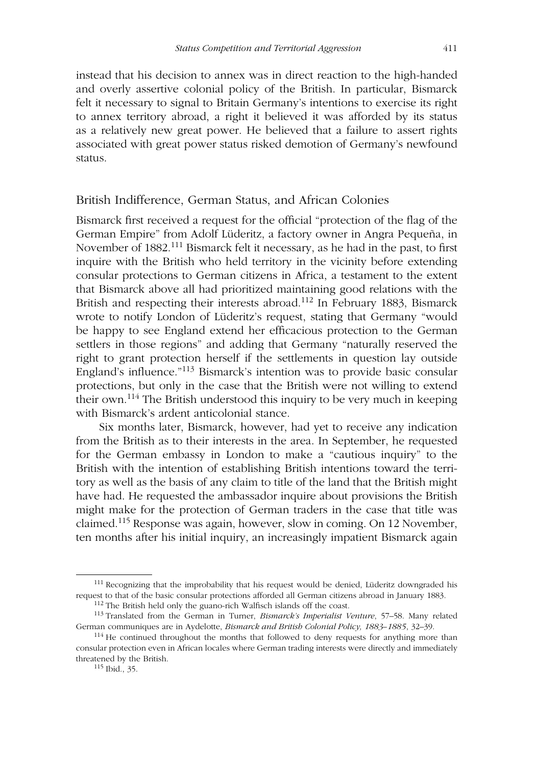instead that his decision to annex was in direct reaction to the high-handed and overly assertive colonial policy of the British. In particular, Bismarck felt it necessary to signal to Britain Germany's intentions to exercise its right to annex territory abroad, a right it believed it was afforded by its status as a relatively new great power. He believed that a failure to assert rights associated with great power status risked demotion of Germany's newfound status.

## British Indifference, German Status, and African Colonies

Bismarck first received a request for the official "protection of the flag of the German Empire" from Adolf Lüderitz, a factory owner in Angra Pequeña, in November of 1882.[111] Bismarck felt it necessary, as he had in the past, to first inquire with the British who held territory in the vicinity before extending consular protections to German citizens in Africa, a testament to the extent that Bismarck above all had prioritized maintaining good relations with the British and respecting their interests abroad.[112] In February 1883, Bismarck wrote to notify London of Lüderitz's request, stating that Germany "would be happy to see England extend her efficacious protection to the German settlers in those regions" and adding that Germany "naturally reserved the right to grant protection herself if the settlements in question lay outside England's influence."[113] Bismarck's intention was to provide basic consular protections, but only in the case that the British were not willing to extend their own.[114] The British understood this inquiry to be very much in keeping with Bismarck's ardent anticolonial stance.

Six months later, Bismarck, however, had yet to receive any indication from the British as to their interests in the area. In September, he requested for the German embassy in London to make a "cautious inquiry" to the British with the intention of establishing British intentions toward the territory as well as the basis of any claim to title of the land that the British might have had. He requested the ambassador inquire about provisions the British might make for the protection of German traders in the case that title was claimed.[115] Response was again, however, slow in coming. On 12 November, ten months after his initial inquiry, an increasingly impatient Bismarck again

---

[111] Recognizing that the improbability that his request would be denied, Lüderitz downgraded his request to that of the basic consular protections afforded all German citizens abroad in January 1883.

[112] The British held only the guano-rich Walfisch islands off the coast.

[113] Translated from the German in Turner, *Bismarck's Imperialist Venture*, 57–58. Many related German communiques are in Aydelotte, *Bismarck and British Colonial Policy, 1883–1885*, 32–39.

[114] He continued throughout the months that followed to deny requests for anything more than consular protection even in African locales where German trading interests were directly and immediately threatened by the British.

[115] Ibid., 35.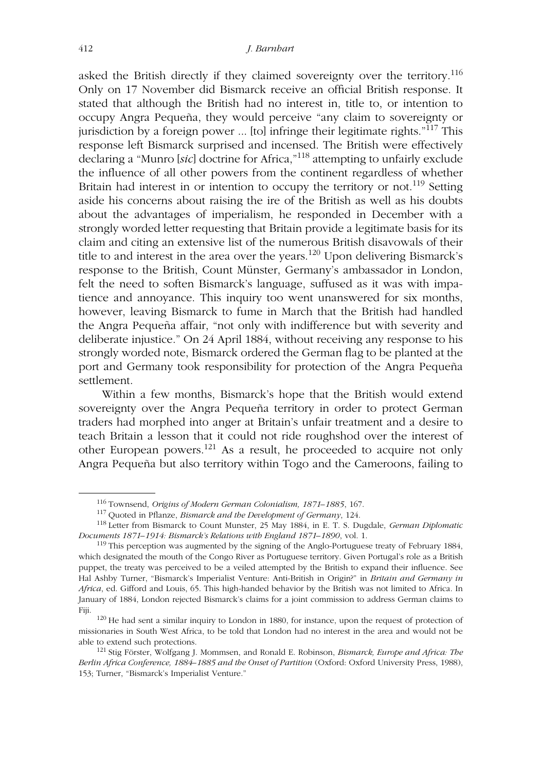asked the British directly if they claimed sovereignty over the territory.[116] Only on 17 November did Bismarck receive an official British response. It stated that although the British had no interest in, title to, or intention to occupy Angra Pequeña, they would perceive "any claim to sovereignty or jurisdiction by a foreign power ... [to] infringe their legitimate rights."[117] This response left Bismarck surprised and incensed. The British were effectively declaring a "Munro [*sic*] doctrine for Africa,"[118] attempting to unfairly exclude the influence of all other powers from the continent regardless of whether Britain had interest in or intention to occupy the territory or not.[119] Setting aside his concerns about raising the ire of the British as well as his doubts about the advantages of imperialism, he responded in December with a strongly worded letter requesting that Britain provide a legitimate basis for its claim and citing an extensive list of the numerous British disavowals of their title to and interest in the area over the years.[120] Upon delivering Bismarck's response to the British, Count Münster, Germany's ambassador in London, felt the need to soften Bismarck's language, suffused as it was with impatience and annoyance. This inquiry too went unanswered for six months, however, leaving Bismarck to fume in March that the British had handled the Angra Pequeña affair, "not only with indifference but with severity and deliberate injustice." On 24 April 1884, without receiving any response to his strongly worded note, Bismarck ordered the German flag to be planted at the port and Germany took responsibility for protection of the Angra Pequeña settlement.

Within a few months, Bismarck's hope that the British would extend sovereignty over the Angra Pequeña territory in order to protect German traders had morphed into anger at Britain's unfair treatment and a desire to teach Britain a lesson that it could not ride roughshod over the interest of other European powers.[121] As a result, he proceeded to acquire not only Angra Pequeña but also territory within Togo and the Cameroons, failing to

---

[116] Townsend, *Origins of Modern German Colonialism, 1871–1885*, 167.

[117] Quoted in Pflanze, *Bismarck and the Development of Germany*, 124.

[118] Letter from Bismarck to Count Munster, 25 May 1884, in E. T. S. Dugdale, *German Diplomatic Documents 1871–1914: Bismarck's Relations with England 1871–1890*, vol. 1.

[119] This perception was augmented by the signing of the Anglo-Portuguese treaty of February 1884, which designated the mouth of the Congo River as Portuguese territory. Given Portugal's role as a British puppet, the treaty was perceived to be a veiled attempted by the British to expand their influence. See Hal Ashby Turner, "Bismarck's Imperialist Venture: Anti-British in Origin?" in *Britain and Germany in Africa*, ed. Gifford and Louis, 65. This high-handed behavior by the British was not limited to Africa. In January of 1884, London rejected Bismarck's claims for a joint commission to address German claims to Fiji.

[120] He had sent a similar inquiry to London in 1880, for instance, upon the request of protection of missionaries in South West Africa, to be told that London had no interest in the area and would not be able to extend such protections.

[121] Stig Förster, Wolfgang J. Mommsen, and Ronald E. Robinson, *Bismarck, Europe and Africa: The Berlin Africa Conference, 1884–1885 and the Onset of Partition* (Oxford: Oxford University Press, 1988), 153; Turner, "Bismarck's Imperialist Venture."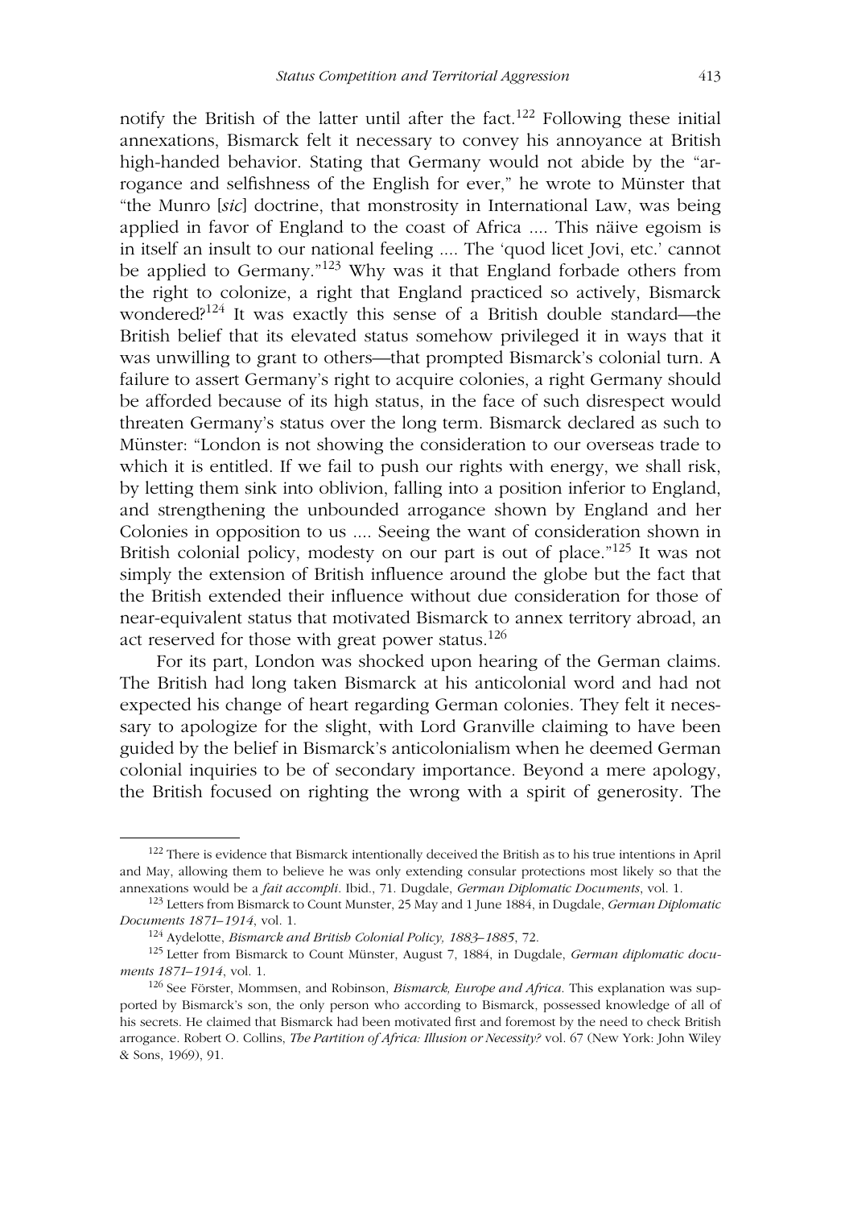notify the British of the latter until after the fact.[122] Following these initial annexations, Bismarck felt it necessary to convey his annoyance at British high-handed behavior. Stating that Germany would not abide by the "arrogance and selfishness of the English for ever," he wrote to Münster that "the Munro [*sic*] doctrine, that monstrosity in International Law, was being applied in favor of England to the coast of Africa .... This näive egoism is in itself an insult to our national feeling .... The 'quod licet Jovi, etc.' cannot be applied to Germany."[123] Why was it that England forbade others from the right to colonize, a right that England practiced so actively, Bismarck wondered?[124] It was exactly this sense of a British double standard—the British belief that its elevated status somehow privileged it in ways that it was unwilling to grant to others—that prompted Bismarck's colonial turn. A failure to assert Germany's right to acquire colonies, a right Germany should be afforded because of its high status, in the face of such disrespect would threaten Germany's status over the long term. Bismarck declared as such to Münster: "London is not showing the consideration to our overseas trade to which it is entitled. If we fail to push our rights with energy, we shall risk, by letting them sink into oblivion, falling into a position inferior to England, and strengthening the unbounded arrogance shown by England and her Colonies in opposition to us .... Seeing the want of consideration shown in British colonial policy, modesty on our part is out of place."[125] It was not simply the extension of British influence around the globe but the fact that the British extended their influence without due consideration for those of near-equivalent status that motivated Bismarck to annex territory abroad, an act reserved for those with great power status.[126]

For its part, London was shocked upon hearing of the German claims. The British had long taken Bismarck at his anticolonial word and had not expected his change of heart regarding German colonies. They felt it necessary to apologize for the slight, with Lord Granville claiming to have been guided by the belief in Bismarck's anticolonialism when he deemed German colonial inquiries to be of secondary importance. Beyond a mere apology, the British focused on righting the wrong with a spirit of generosity. The

---

[122] There is evidence that Bismarck intentionally deceived the British as to his true intentions in April and May, allowing them to believe he was only extending consular protections most likely so that the annexations would be a *fait accompli*. Ibid., 71. Dugdale, *German Diplomatic Documents*, vol. 1.

[123] Letters from Bismarck to Count Munster, 25 May and 1 June 1884, in Dugdale, *German Diplomatic Documents 1871–1914*, vol. 1.

[124] Aydelotte, *Bismarck and British Colonial Policy, 1883–1885*, 72.

[125] Letter from Bismarck to Count Münster, August 7, 1884, in Dugdale, *German diplomatic documents 1871–1914*, vol. 1.

[126] See Förster, Mommsen, and Robinson, *Bismarck, Europe and Africa*. This explanation was supported by Bismarck's son, the only person who according to Bismarck, possessed knowledge of all of his secrets. He claimed that Bismarck had been motivated first and foremost by the need to check British arrogance. Robert O. Collins, *The Partition of Africa: Illusion or Necessity?* vol. 67 (New York: John Wiley & Sons, 1969), 91.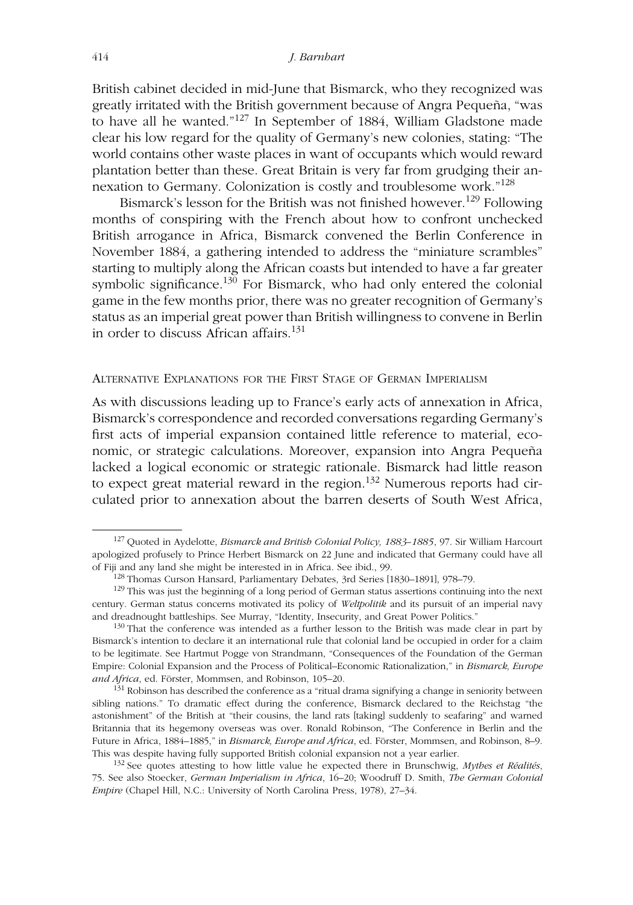British cabinet decided in mid-June that Bismarck, who they recognized was greatly irritated with the British government because of Angra Pequeña, "was to have all he wanted."[127] In September of 1884, William Gladstone made clear his low regard for the quality of Germany's new colonies, stating: "The world contains other waste places in want of occupants which would reward plantation better than these. Great Britain is very far from grudging their annexation to Germany. Colonization is costly and troublesome work."[128]

Bismarck's lesson for the British was not finished however.[129] Following months of conspiring with the French about how to confront unchecked British arrogance in Africa, Bismarck convened the Berlin Conference in November 1884, a gathering intended to address the "miniature scrambles" starting to multiply along the African coasts but intended to have a far greater symbolic significance.[130] For Bismarck, who had only entered the colonial game in the few months prior, there was no greater recognition of Germany's status as an imperial great power than British willingness to convene in Berlin in order to discuss African affairs.[131]

## Alternative Explanations for the First Stage of German Imperialism

As with discussions leading up to France's early acts of annexation in Africa, Bismarck's correspondence and recorded conversations regarding Germany's first acts of imperial expansion contained little reference to material, economic, or strategic calculations. Moreover, expansion into Angra Pequeña lacked a logical economic or strategic rationale. Bismarck had little reason to expect great material reward in the region.[132] Numerous reports had circulated prior to annexation about the barren deserts of South West Africa,

---

[127] Quoted in Aydelotte, *Bismarck and British Colonial Policy, 1883–1885*, 97. Sir William Harcourt apologized profusely to Prince Herbert Bismarck on 22 June and indicated that Germany could have all of Fiji and any land she might be interested in in Africa. See ibid., 99.

[128] Thomas Curson Hansard, Parliamentary Debates, 3rd Series [1830–1891], 978–79.

[129] This was just the beginning of a long period of German status assertions continuing into the next century. German status concerns motivated its policy of *Weltpolitik* and its pursuit of an imperial navy and dreadnought battleships. See Murray, "Identity, Insecurity, and Great Power Politics."

[130] That the conference was intended as a further lesson to the British was made clear in part by Bismarck's intention to declare it an international rule that colonial land be occupied in order for a claim to be legitimate. See Hartmut Pogge von Strandmann, "Consequences of the Foundation of the German Empire: Colonial Expansion and the Process of Political–Economic Rationalization," in *Bismarck, Europe and Africa*, ed. Förster, Mommsen, and Robinson, 105–20.

[131] Robinson has described the conference as a "ritual drama signifying a change in seniority between sibling nations." To dramatic effect during the conference, Bismarck declared to the Reichstag "the astonishment" of the British at "their cousins, the land rats [taking] suddenly to seafaring" and warned Britannia that its hegemony overseas was over. Ronald Robinson, "The Conference in Berlin and the Future in Africa, 1884–1885," in *Bismarck, Europe and Africa*, ed. Förster, Mommsen, and Robinson, 8–9. This was despite having fully supported British colonial expansion not a year earlier.

[132] See quotes attesting to how little value he expected there in Brunschwig, *Mythes et Réalités*, 75. See also Stoecker, *German Imperialism in Africa*, 16–20; Woodruff D. Smith, *The German Colonial Empire* (Chapel Hill, N.C.: University of North Carolina Press, 1978), 27–34.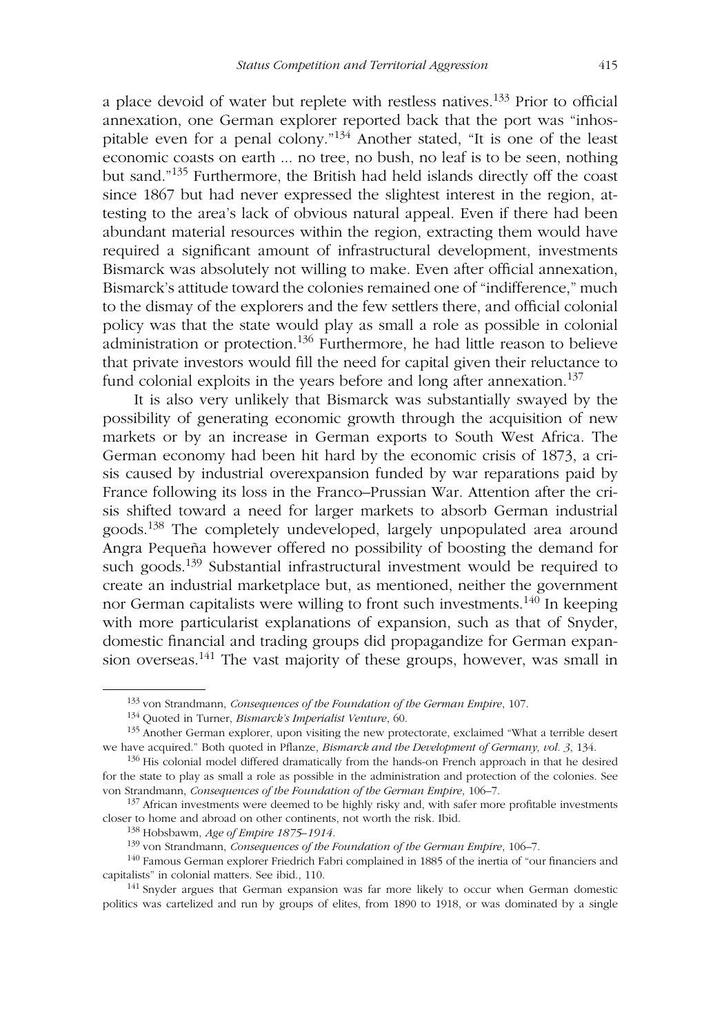a place devoid of water but replete with restless natives.[133] Prior to official annexation, one German explorer reported back that the port was "inhospitable even for a penal colony."[134] Another stated, "It is one of the least economic coasts on earth ... no tree, no bush, no leaf is to be seen, nothing but sand."[135] Furthermore, the British had held islands directly off the coast since 1867 but had never expressed the slightest interest in the region, attesting to the area's lack of obvious natural appeal. Even if there had been abundant material resources within the region, extracting them would have required a significant amount of infrastructural development, investments Bismarck was absolutely not willing to make. Even after official annexation, Bismarck's attitude toward the colonies remained one of "indifference," much to the dismay of the explorers and the few settlers there, and official colonial policy was that the state would play as small a role as possible in colonial administration or protection.[136] Furthermore, he had little reason to believe that private investors would fill the need for capital given their reluctance to fund colonial exploits in the years before and long after annexation.[137]

It is also very unlikely that Bismarck was substantially swayed by the possibility of generating economic growth through the acquisition of new markets or by an increase in German exports to South West Africa. The German economy had been hit hard by the economic crisis of 1873, a crisis caused by industrial overexpansion funded by war reparations paid by France following its loss in the Franco–Prussian War. Attention after the crisis shifted toward a need for larger markets to absorb German industrial goods.[138] The completely undeveloped, largely unpopulated area around Angra Pequeña however offered no possibility of boosting the demand for such goods.[139] Substantial infrastructural investment would be required to create an industrial marketplace but, as mentioned, neither the government nor German capitalists were willing to front such investments.[140] In keeping with more particularist explanations of expansion, such as that of Snyder, domestic financial and trading groups did propagandize for German expansion overseas.[141] The vast majority of these groups, however, was small in

---

[133] von Strandmann, *Consequences of the Foundation of the German Empire*, 107.

[134] Quoted in Turner, *Bismarck's Imperialist Venture*, 60.

[135] Another German explorer, upon visiting the new protectorate, exclaimed "What a terrible desert we have acquired." Both quoted in Pflanze, *Bismarck and the Development of Germany, vol. 3*, 134.

[136] His colonial model differed dramatically from the hands-on French approach in that he desired for the state to play as small a role as possible in the administration and protection of the colonies. See von Strandmann, *Consequences of the Foundation of the German Empire*, 106–7.

[137] African investments were deemed to be highly risky and, with safer more profitable investments closer to home and abroad on other continents, not worth the risk. Ibid.

[138] Hobsbawm, *Age of Empire 1875–1914*.

[139] von Strandmann, *Consequences of the Foundation of the German Empire*, 106–7.

[140] Famous German explorer Friedrich Fabri complained in 1885 of the inertia of "our financiers and capitalists" in colonial matters. See ibid., 110.

[141] Snyder argues that German expansion was far more likely to occur when German domestic politics was cartelized and run by groups of elites, from 1890 to 1918, or was dominated by a single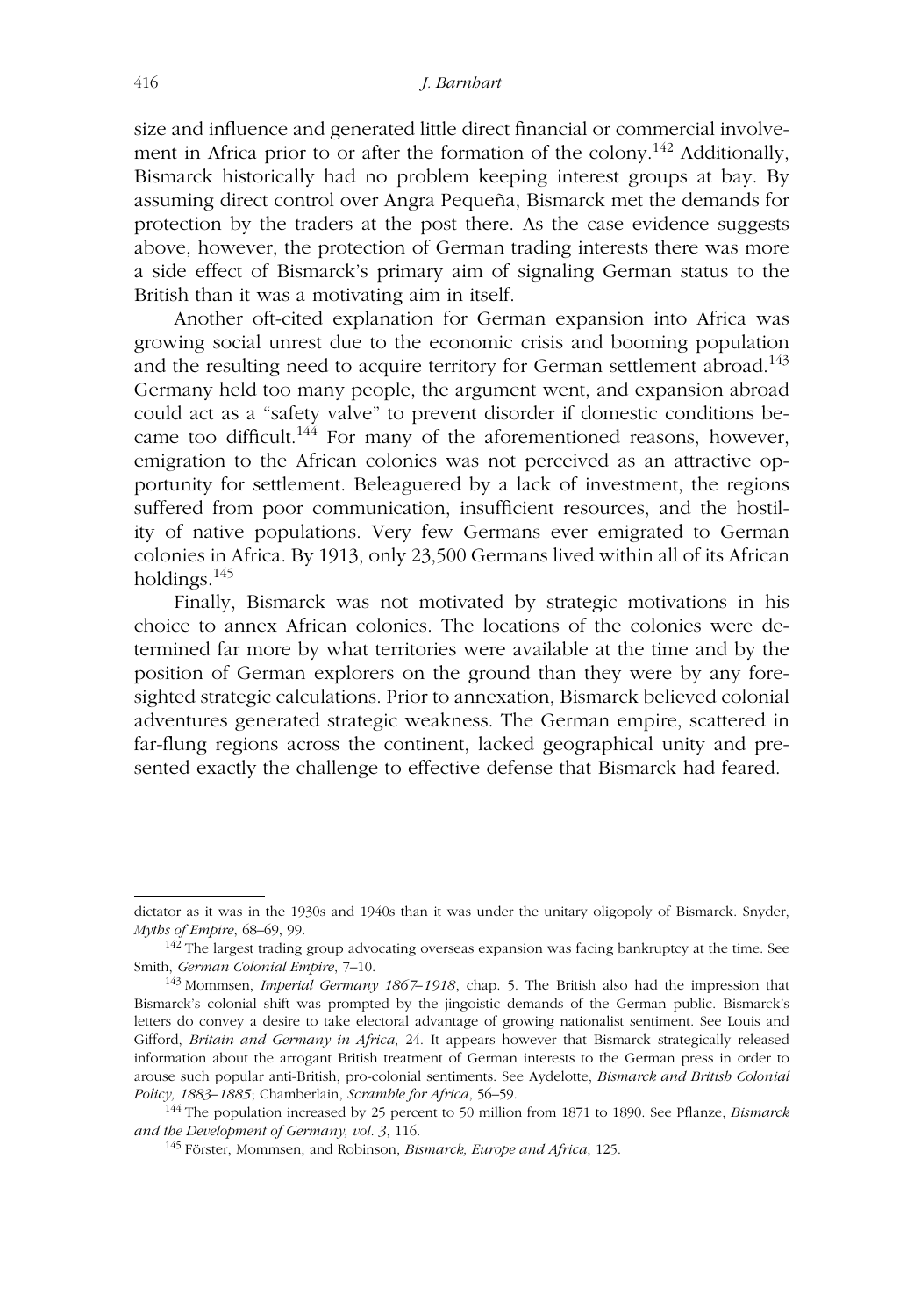size and influence and generated little direct financial or commercial involvement in Africa prior to or after the formation of the colony.[142] Additionally, Bismarck historically had no problem keeping interest groups at bay. By assuming direct control over Angra Pequeña, Bismarck met the demands for protection by the traders at the post there. As the case evidence suggests above, however, the protection of German trading interests there was more a side effect of Bismarck's primary aim of signaling German status to the British than it was a motivating aim in itself.

Another oft-cited explanation for German expansion into Africa was growing social unrest due to the economic crisis and booming population and the resulting need to acquire territory for German settlement abroad.[143] Germany held too many people, the argument went, and expansion abroad could act as a "safety valve" to prevent disorder if domestic conditions became too difficult.[144] For many of the aforementioned reasons, however, emigration to the African colonies was not perceived as an attractive opportunity for settlement. Beleaguered by a lack of investment, the regions suffered from poor communication, insufficient resources, and the hostility of native populations. Very few Germans ever emigrated to German colonies in Africa. By 1913, only 23,500 Germans lived within all of its African holdings.[145]

Finally, Bismarck was not motivated by strategic motivations in his choice to annex African colonies. The locations of the colonies were determined far more by what territories were available at the time and by the position of German explorers on the ground than they were by any foresighted strategic calculations. Prior to annexation, Bismarck believed colonial adventures generated strategic weakness. The German empire, scattered in far-flung regions across the continent, lacked geographical unity and presented exactly the challenge to effective defense that Bismarck had feared.

---

dictator as it was in the 1930s and 1940s than it was under the unitary oligopoly of Bismarck. Snyder, *Myths of Empire*, 68–69, 99.

[142] The largest trading group advocating overseas expansion was facing bankruptcy at the time. See Smith, *German Colonial Empire*, 7–10.

[143] Mommsen, *Imperial Germany 1867–1918*, chap. 5. The British also had the impression that Bismarck's colonial shift was prompted by the jingoistic demands of the German public. Bismarck's letters do convey a desire to take electoral advantage of growing nationalist sentiment. See Louis and Gifford, *Britain and Germany in Africa*, 24. It appears however that Bismarck strategically released information about the arrogant British treatment of German interests to the German press in order to arouse such popular anti-British, pro-colonial sentiments. See Aydelotte, *Bismarck and British Colonial Policy, 1883–1885*; Chamberlain, *Scramble for Africa*, 56–59.

[144] The population increased by 25 percent to 50 million from 1871 to 1890. See Pflanze, *Bismarck and the Development of Germany, vol. 3*, 116.

[145] Förster, Mommsen, and Robinson, *Bismarck, Europe and Africa,* 125.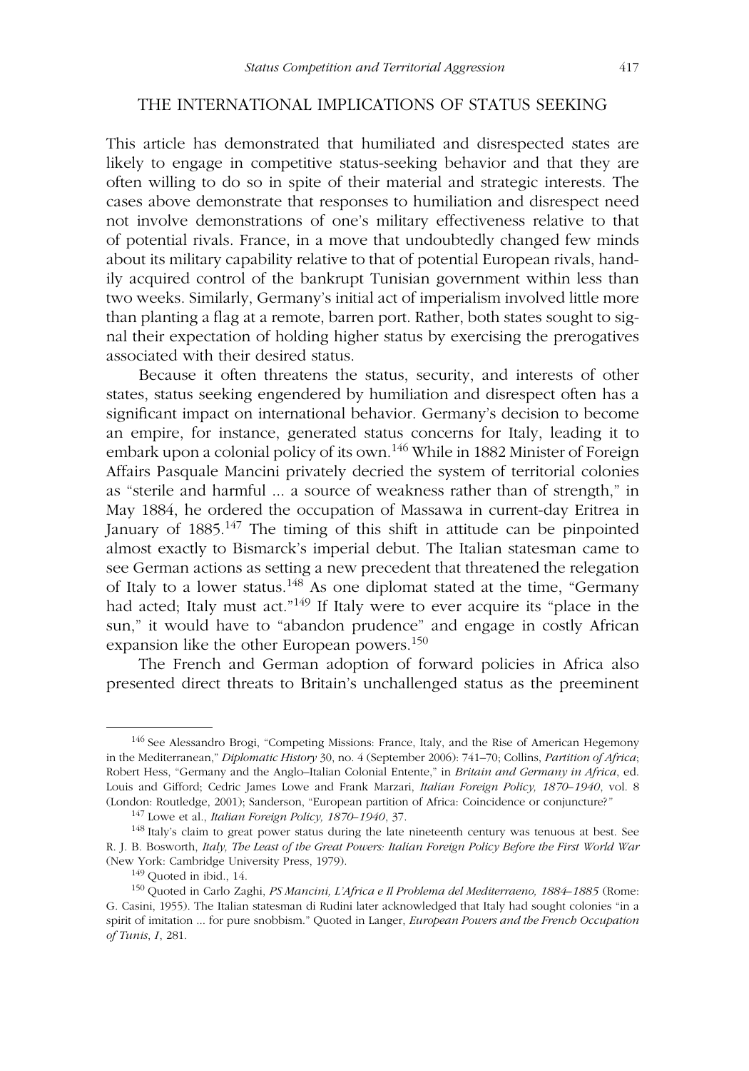## THE INTERNATIONAL IMPLICATIONS OF STATUS SEEKING

This article has demonstrated that humiliated and disrespected states are likely to engage in competitive status-seeking behavior and that they are often willing to do so in spite of their material and strategic interests. The cases above demonstrate that responses to humiliation and disrespect need not involve demonstrations of one's military effectiveness relative to that of potential rivals. France, in a move that undoubtedly changed few minds about its military capability relative to that of potential European rivals, handily acquired control of the bankrupt Tunisian government within less than two weeks. Similarly, Germany's initial act of imperialism involved little more than planting a flag at a remote, barren port. Rather, both states sought to signal their expectation of holding higher status by exercising the prerogatives associated with their desired status.

Because it often threatens the status, security, and interests of other states, status seeking engendered by humiliation and disrespect often has a significant impact on international behavior. Germany's decision to become an empire, for instance, generated status concerns for Italy, leading it to embark upon a colonial policy of its own.[146] While in 1882 Minister of Foreign Affairs Pasquale Mancini privately decried the system of territorial colonies as "sterile and harmful ... a source of weakness rather than of strength," in May 1884, he ordered the occupation of Massawa in current-day Eritrea in January of 1885.[147] The timing of this shift in attitude can be pinpointed almost exactly to Bismarck's imperial debut. The Italian statesman came to see German actions as setting a new precedent that threatened the relegation of Italy to a lower status.[148] As one diplomat stated at the time, "Germany had acted; Italy must act."[149] If Italy were to ever acquire its "place in the sun," it would have to "abandon prudence" and engage in costly African expansion like the other European powers.[150]

The French and German adoption of forward policies in Africa also presented direct threats to Britain's unchallenged status as the preeminent

---

[146] See Alessandro Brogi, "Competing Missions: France, Italy, and the Rise of American Hegemony in the Mediterranean," *Diplomatic History* 30, no. 4 (September 2006): 741–70; Collins, *Partition of Africa*; Robert Hess, "Germany and the Anglo–Italian Colonial Entente," in *Britain and Germany in Africa*, ed. Louis and Gifford; Cedric James Lowe and Frank Marzari, *Italian Foreign Policy, 1870–1940*, vol. 8 (London: Routledge, 2001); Sanderson, "European partition of Africa: Coincidence or conjuncture?"

[147] Lowe et al., *Italian Foreign Policy, 1870–1940*, 37.

[148] Italy's claim to great power status during the late nineteenth century was tenuous at best. See R. J. B. Bosworth, *Italy, The Least of the Great Powers: Italian Foreign Policy Before the First World War* (New York: Cambridge University Press, 1979).

[149] Quoted in ibid., 14.

[150] Quoted in Carlo Zaghi, *PS Mancini, L'Africa e Il Problema del Mediterraeno, 1884–1885* (Rome: G. Casini, 1955). The Italian statesman di Rudini later acknowledged that Italy had sought colonies "in a spirit of imitation ... for pure snobbism." Quoted in Langer, *European Powers and the French Occupation of Tunis*, *I*, 281.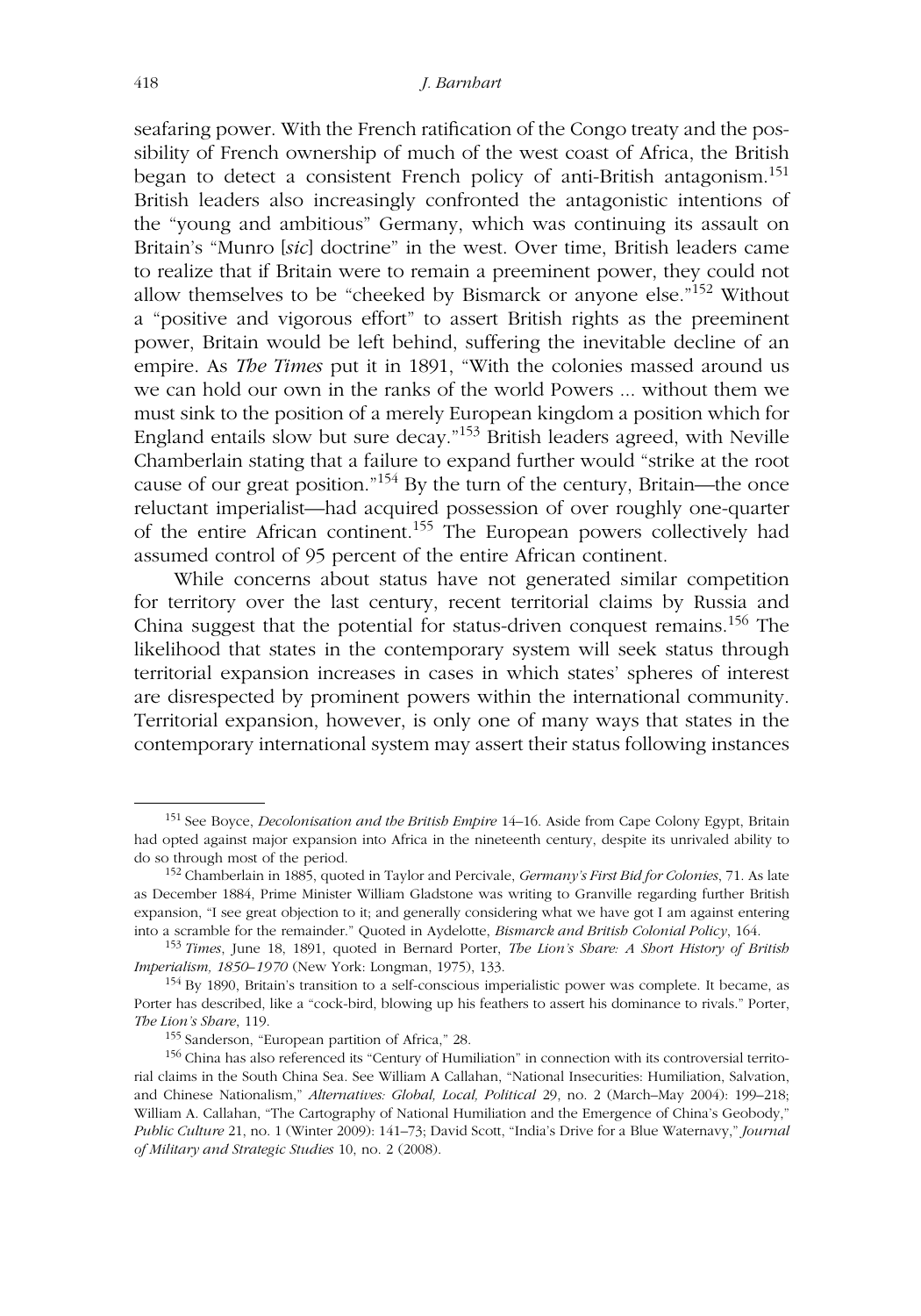seafaring power. With the French ratification of the Congo treaty and the possibility of French ownership of much of the west coast of Africa, the British began to detect a consistent French policy of anti-British antagonism.[151] British leaders also increasingly confronted the antagonistic intentions of the "young and ambitious" Germany, which was continuing its assault on Britain's "Munro [*sic*] doctrine" in the west. Over time, British leaders came to realize that if Britain were to remain a preeminent power, they could not allow themselves to be "cheeked by Bismarck or anyone else."[152] Without a "positive and vigorous effort" to assert British rights as the preeminent power, Britain would be left behind, suffering the inevitable decline of an empire. As *The Times* put it in 1891, "With the colonies massed around us we can hold our own in the ranks of the world Powers ... without them we must sink to the position of a merely European kingdom a position which for England entails slow but sure decay."[153] British leaders agreed, with Neville Chamberlain stating that a failure to expand further would "strike at the root cause of our great position."[154] By the turn of the century, Britain—the once reluctant imperialist—had acquired possession of over roughly one-quarter of the entire African continent.[155] The European powers collectively had assumed control of 95 percent of the entire African continent.

While concerns about status have not generated similar competition for territory over the last century, recent territorial claims by Russia and China suggest that the potential for status-driven conquest remains.[156] The likelihood that states in the contemporary system will seek status through territorial expansion increases in cases in which states' spheres of interest are disrespected by prominent powers within the international community. Territorial expansion, however, is only one of many ways that states in the contemporary international system may assert their status following instances

---

[151] See Boyce, *Decolonisation and the British Empire* 14–16. Aside from Cape Colony Egypt, Britain had opted against major expansion into Africa in the nineteenth century, despite its unrivaled ability to do so through most of the period.

[152] Chamberlain in 1885, quoted in Taylor and Percivale, *Germany's First Bid for Colonies*, 71. As late as December 1884, Prime Minister William Gladstone was writing to Granville regarding further British expansion, "I see great objection to it; and generally considering what we have got I am against entering into a scramble for the remainder." Quoted in Aydelotte, *Bismarck and British Colonial Policy*, 164.

[153] *Times*, June 18, 1891, quoted in Bernard Porter, *The Lion's Share: A Short History of British Imperialism, 1850–1970* (New York: Longman, 1975), 133.

[154] By 1890, Britain's transition to a self-conscious imperialistic power was complete. It became, as Porter has described, like a "cock-bird, blowing up his feathers to assert his dominance to rivals." Porter, *The Lion's Share*, 119.

[155] Sanderson, "European partition of Africa," 28.

[156] China has also referenced its "Century of Humiliation" in connection with its controversial territorial claims in the South China Sea. See William A Callahan, "National Insecurities: Humiliation, Salvation, and Chinese Nationalism," *Alternatives: Global, Local, Political* 29, no. 2 (March–May 2004): 199–218; William A. Callahan, "The Cartography of National Humiliation and the Emergence of China's Geobody," *Public Culture* 21, no. 1 (Winter 2009): 141–73; David Scott, "India's Drive for a Blue Waternavy," *Journal of Military and Strategic Studies* 10, no. 2 (2008).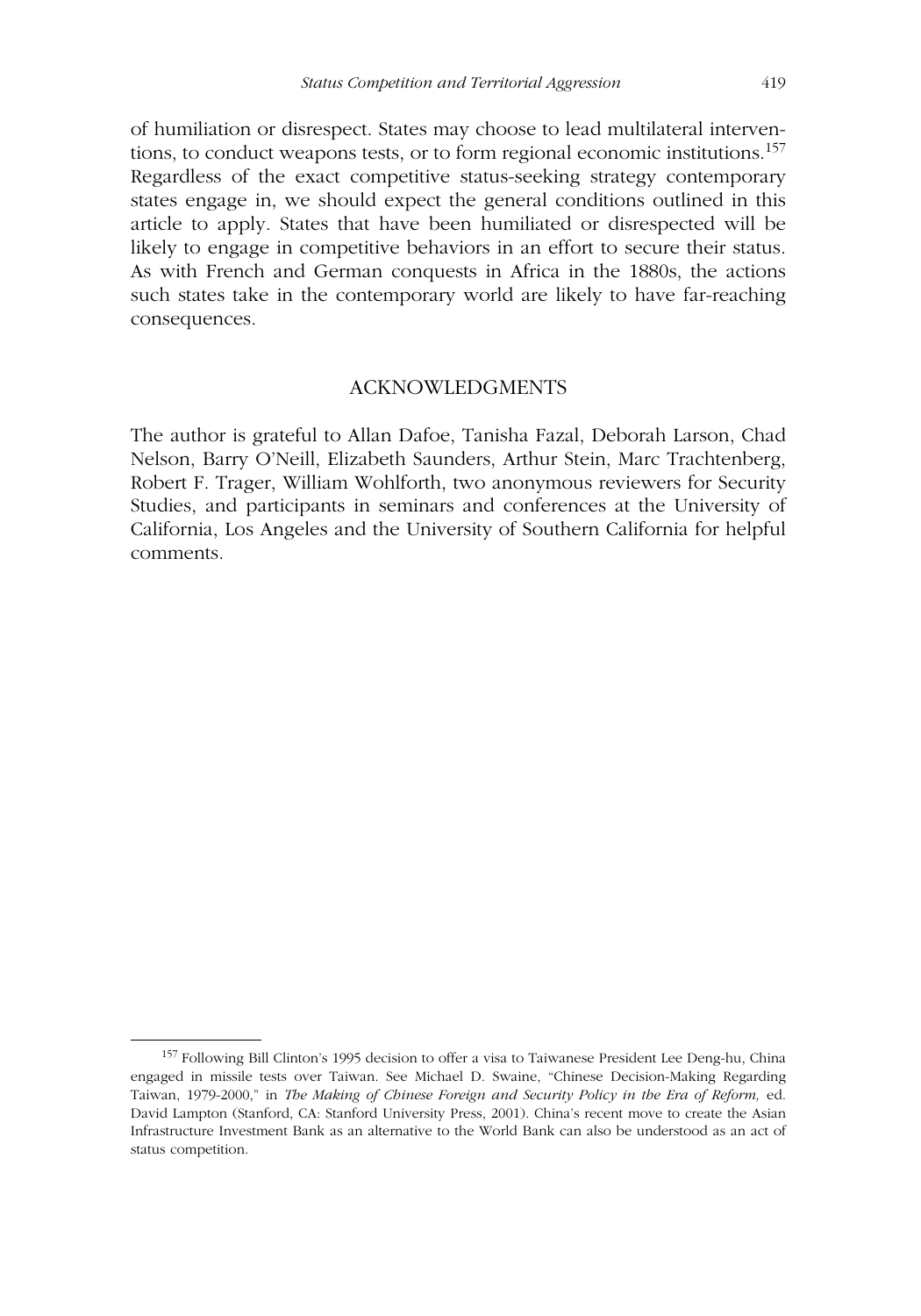of humiliation or disrespect. States may choose to lead multilateral interventions, to conduct weapons tests, or to form regional economic institutions.[157] Regardless of the exact competitive status-seeking strategy contemporary states engage in, we should expect the general conditions outlined in this article to apply. States that have been humiliated or disrespected will be likely to engage in competitive behaviors in an effort to secure their status. As with French and German conquests in Africa in the 1880s, the actions such states take in the contemporary world are likely to have far-reaching consequences.

## ACKNOWLEDGMENTS

The author is grateful to Allan Dafoe, Tanisha Fazal, Deborah Larson, Chad Nelson, Barry O'Neill, Elizabeth Saunders, Arthur Stein, Marc Trachtenberg, Robert F. Trager, William Wohlforth, two anonymous reviewers for Security Studies, and participants in seminars and conferences at the University of California, Los Angeles and the University of Southern California for helpful comments.

---

[157] Following Bill Clinton's 1995 decision to offer a visa to Taiwanese President Lee Deng-hu, China engaged in missile tests over Taiwan. See Michael D. Swaine, "Chinese Decision-Making Regarding Taiwan, 1979-2000," in *The Making of Chinese Foreign and Security Policy in the Era of Reform,* ed. David Lampton (Stanford, CA: Stanford University Press, 2001). China's recent move to create the Asian Infrastructure Investment Bank as an alternative to the World Bank can also be understood as an act of status competition.